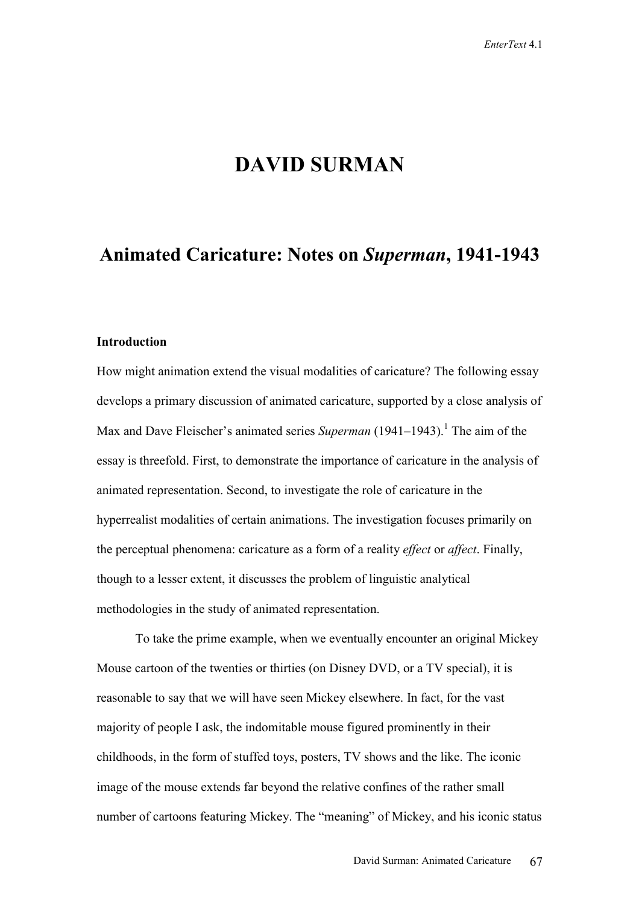# DAVID SURMAN

## Animated Caricature: Notes on *Superman*, 1941-1943

### Introduction

How might animation extend the visual modalities of caricature? The following essay develops a primary discussion of animated caricature, supported by a close analysis of Max and Dave Fleischer's animated series *Superman* (1941–1943).[1] The aim of the essay is threefold. First, to demonstrate the importance of caricature in the analysis of animated representation. Second, to investigate the role of caricature in the hyperrealist modalities of certain animations. The investigation focuses primarily on the perceptual phenomena: caricature as a form of a reality *effect* or *affect*. Finally, though to a lesser extent, it discusses the problem of linguistic analytical methodologies in the study of animated representation.

To take the prime example, when we eventually encounter an original Mickey Mouse cartoon of the twenties or thirties (on Disney DVD, or a TV special), it is reasonable to say that we will have seen Mickey elsewhere. In fact, for the vast majority of people I ask, the indomitable mouse figured prominently in their childhoods, in the form of stuffed toys, posters, TV shows and the like. The iconic image of the mouse extends far beyond the relative confines of the rather small number of cartoons featuring Mickey. The "meaning" of Mickey, and his iconic status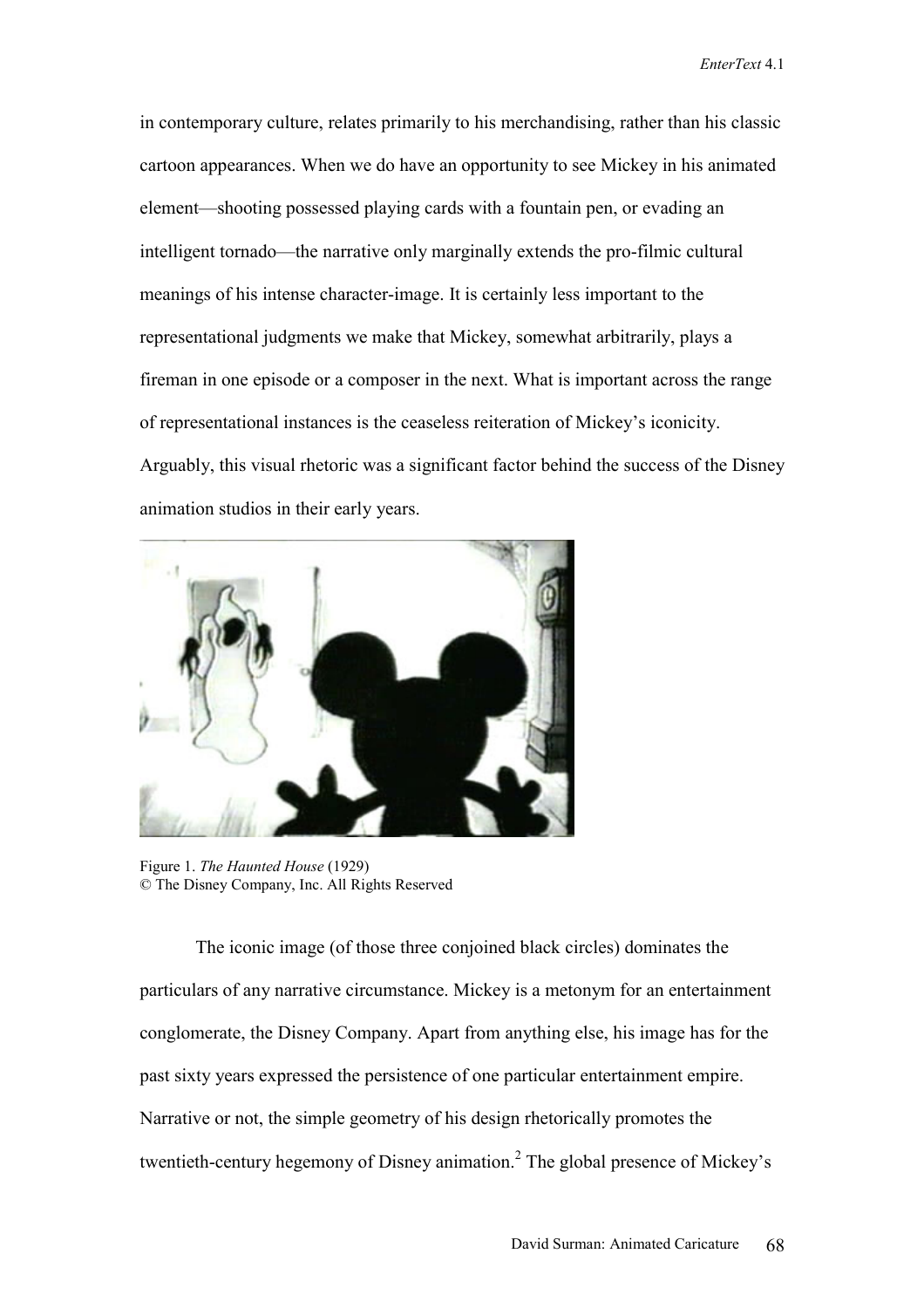in contemporary culture, relates primarily to his merchandising, rather than his classic cartoon appearances. When we do have an opportunity to see Mickey in his animated element—shooting possessed playing cards with a fountain pen, or evading an intelligent tornado—the narrative only marginally extends the pro-filmic cultural meanings of his intense character-image. It is certainly less important to the representational judgments we make that Mickey, somewhat arbitrarily, plays a fireman in one episode or a composer in the next. What is important across the range of representational instances is the ceaseless reiteration of Mickey's iconicity. Arguably, this visual rhetoric was a significant factor behind the success of the Disney animation studios in their early years.

Figure 1. *The Haunted House* (1929)
© The Disney Company, Inc. All Rights Reserved

The iconic image (of those three conjoined black circles) dominates the particulars of any narrative circumstance. Mickey is a metonym for an entertainment conglomerate, the Disney Company. Apart from anything else, his image has for the past sixty years expressed the persistence of one particular entertainment empire. Narrative or not, the simple geometry of his design rhetorically promotes the twentieth-century hegemony of Disney animation.[2] The global presence of Mickey's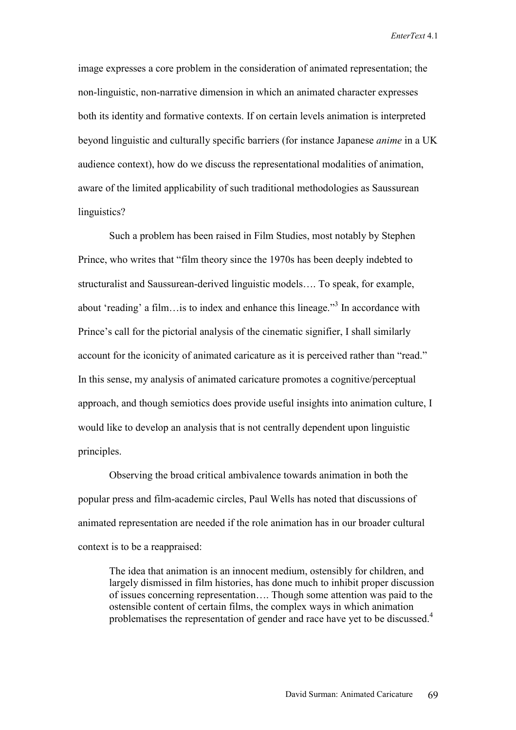image expresses a core problem in the consideration of animated representation; the non-linguistic, non-narrative dimension in which an animated character expresses both its identity and formative contexts. If on certain levels animation is interpreted beyond linguistic and culturally specific barriers (for instance Japanese *anime* in a UK audience context), how do we discuss the representational modalities of animation, aware of the limited applicability of such traditional methodologies as Saussurean linguistics?

Such a problem has been raised in Film Studies, most notably by Stephen Prince, who writes that "film theory since the 1970s has been deeply indebted to structuralist and Saussurean-derived linguistic models…. To speak, for example, about 'reading' a film…is to index and enhance this lineage."[3] In accordance with Prince's call for the pictorial analysis of the cinematic signifier, I shall similarly account for the iconicity of animated caricature as it is perceived rather than "read." In this sense, my analysis of animated caricature promotes a cognitive/perceptual approach, and though semiotics does provide useful insights into animation culture, I would like to develop an analysis that is not centrally dependent upon linguistic principles.

Observing the broad critical ambivalence towards animation in both the popular press and film-academic circles, Paul Wells has noted that discussions of animated representation are needed if the role animation has in our broader cultural context is to be a reappraised:

> The idea that animation is an innocent medium, ostensibly for children, and largely dismissed in film histories, has done much to inhibit proper discussion of issues concerning representation…. Though some attention was paid to the ostensible content of certain films, the complex ways in which animation problematises the representation of gender and race have yet to be discussed.[4]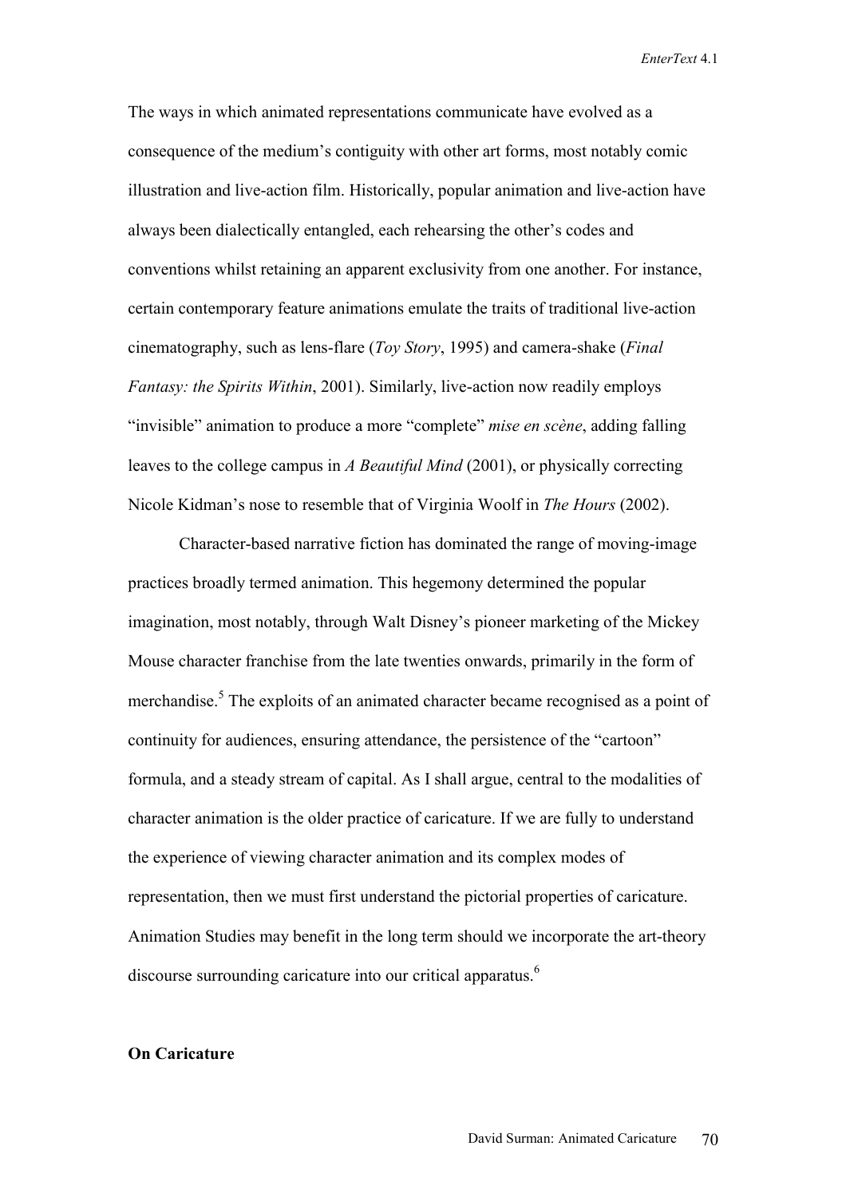The ways in which animated representations communicate have evolved as a consequence of the medium's contiguity with other art forms, most notably comic illustration and live-action film. Historically, popular animation and live-action have always been dialectically entangled, each rehearsing the other's codes and conventions whilst retaining an apparent exclusivity from one another. For instance, certain contemporary feature animations emulate the traits of traditional live-action cinematography, such as lens-flare (*Toy Story*, 1995) and camera-shake (*Final Fantasy: the Spirits Within*, 2001). Similarly, live-action now readily employs "invisible" animation to produce a more "complete" *mise en scène*, adding falling leaves to the college campus in *A Beautiful Mind* (2001), or physically correcting Nicole Kidman's nose to resemble that of Virginia Woolf in *The Hours* (2002).

Character-based narrative fiction has dominated the range of moving-image practices broadly termed animation. This hegemony determined the popular imagination, most notably, through Walt Disney's pioneer marketing of the Mickey Mouse character franchise from the late twenties onwards, primarily in the form of merchandise.[5] The exploits of an animated character became recognised as a point of continuity for audiences, ensuring attendance, the persistence of the "cartoon" formula, and a steady stream of capital. As I shall argue, central to the modalities of character animation is the older practice of caricature. If we are fully to understand the experience of viewing character animation and its complex modes of representation, then we must first understand the pictorial properties of caricature. Animation Studies may benefit in the long term should we incorporate the art-theory discourse surrounding caricature into our critical apparatus.[6]

## On Caricature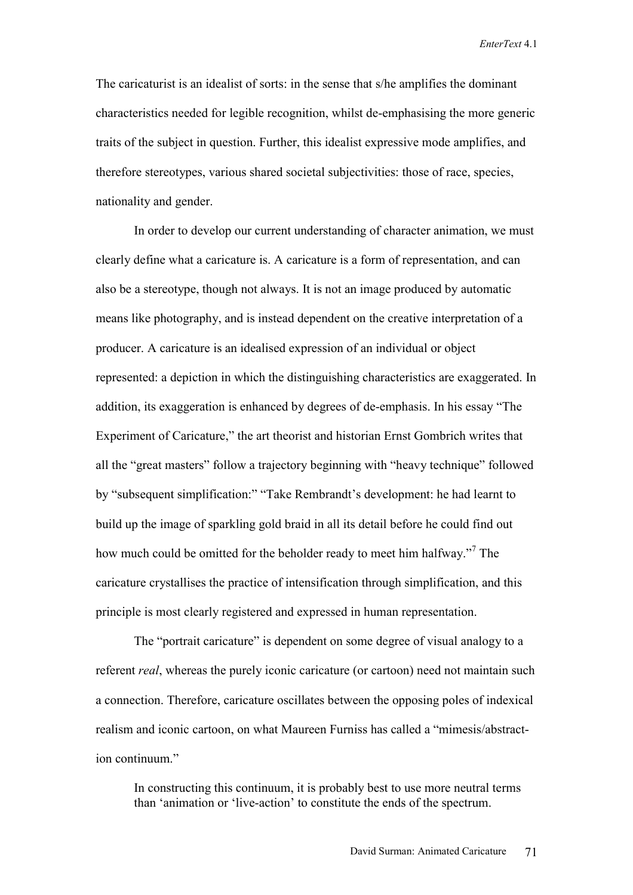The caricaturist is an idealist of sorts: in the sense that s/he amplifies the dominant characteristics needed for legible recognition, whilst de-emphasising the more generic traits of the subject in question. Further, this idealist expressive mode amplifies, and therefore stereotypes, various shared societal subjectivities: those of race, species, nationality and gender.

In order to develop our current understanding of character animation, we must clearly define what a caricature is. A caricature is a form of representation, and can also be a stereotype, though not always. It is not an image produced by automatic means like photography, and is instead dependent on the creative interpretation of a producer. A caricature is an idealised expression of an individual or object represented: a depiction in which the distinguishing characteristics are exaggerated. In addition, its exaggeration is enhanced by degrees of de-emphasis. In his essay "The Experiment of Caricature," the art theorist and historian Ernst Gombrich writes that all the "great masters" follow a trajectory beginning with "heavy technique" followed by "subsequent simplification:" "Take Rembrandt's development: he had learnt to build up the image of sparkling gold braid in all its detail before he could find out how much could be omitted for the beholder ready to meet him halfway."[7] The caricature crystallises the practice of intensification through simplification, and this principle is most clearly registered and expressed in human representation.

The "portrait caricature" is dependent on some degree of visual analogy to a referent *real*, whereas the purely iconic caricature (or cartoon) need not maintain such a connection. Therefore, caricature oscillates between the opposing poles of indexical realism and iconic cartoon, on what Maureen Furniss has called a "mimesis/abstraction continuum."

> In constructing this continuum, it is probably best to use more neutral terms than 'animation or 'live-action' to constitute the ends of the spectrum.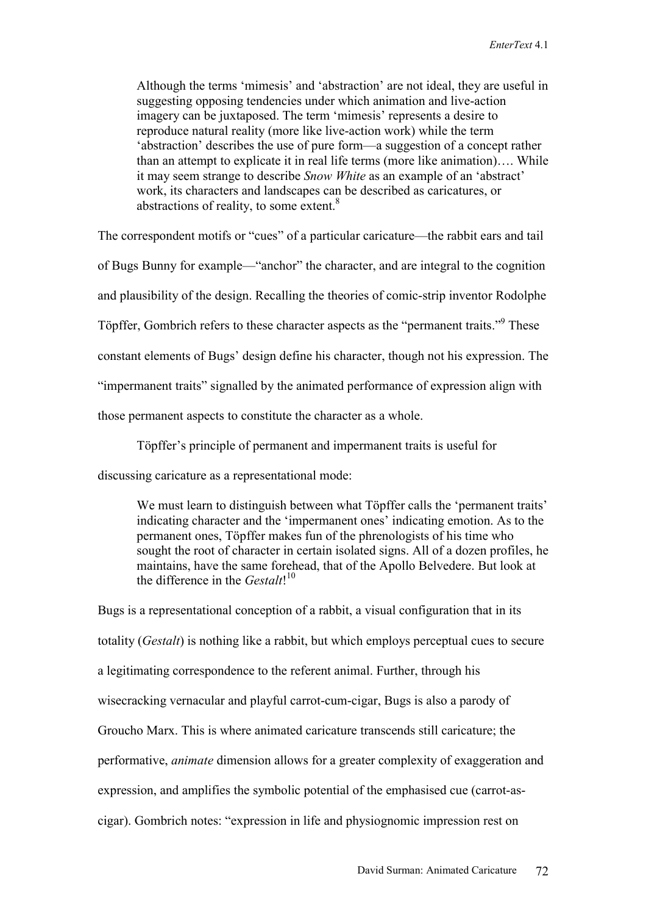> Although the terms 'mimesis' and 'abstraction' are not ideal, they are useful in suggesting opposing tendencies under which animation and live-action imagery can be juxtaposed. The term 'mimesis' represents a desire to reproduce natural reality (more like live-action work) while the term 'abstraction' describes the use of pure form—a suggestion of a concept rather than an attempt to explicate it in real life terms (more like animation)…. While it may seem strange to describe *Snow White* as an example of an 'abstract' work, its characters and landscapes can be described as caricatures, or abstractions of reality, to some extent.[8]

The correspondent motifs or "cues" of a particular caricature—the rabbit ears and tail of Bugs Bunny for example—"anchor" the character, and are integral to the cognition and plausibility of the design. Recalling the theories of comic-strip inventor Rodolphe Töpffer, Gombrich refers to these character aspects as the "permanent traits."[9] These constant elements of Bugs' design define his character, though not his expression. The "impermanent traits" signalled by the animated performance of expression align with those permanent aspects to constitute the character as a whole.

Töpffer's principle of permanent and impermanent traits is useful for discussing caricature as a representational mode:

> We must learn to distinguish between what Töpffer calls the 'permanent traits' indicating character and the 'impermanent ones' indicating emotion. As to the permanent ones, Töpffer makes fun of the phrenologists of his time who sought the root of character in certain isolated signs. All of a dozen profiles, he maintains, have the same forehead, that of the Apollo Belvedere. But look at the difference in the *Gestalt*![10]

Bugs is a representational conception of a rabbit, a visual configuration that in its totality (*Gestalt*) is nothing like a rabbit, but which employs perceptual cues to secure a legitimating correspondence to the referent animal. Further, through his wisecracking vernacular and playful carrot-cum-cigar, Bugs is also a parody of Groucho Marx. This is where animated caricature transcends still caricature; the performative, *animate* dimension allows for a greater complexity of exaggeration and expression, and amplifies the symbolic potential of the emphasised cue (carrot-as-cigar). Gombrich notes: "expression in life and physiognomic impression rest on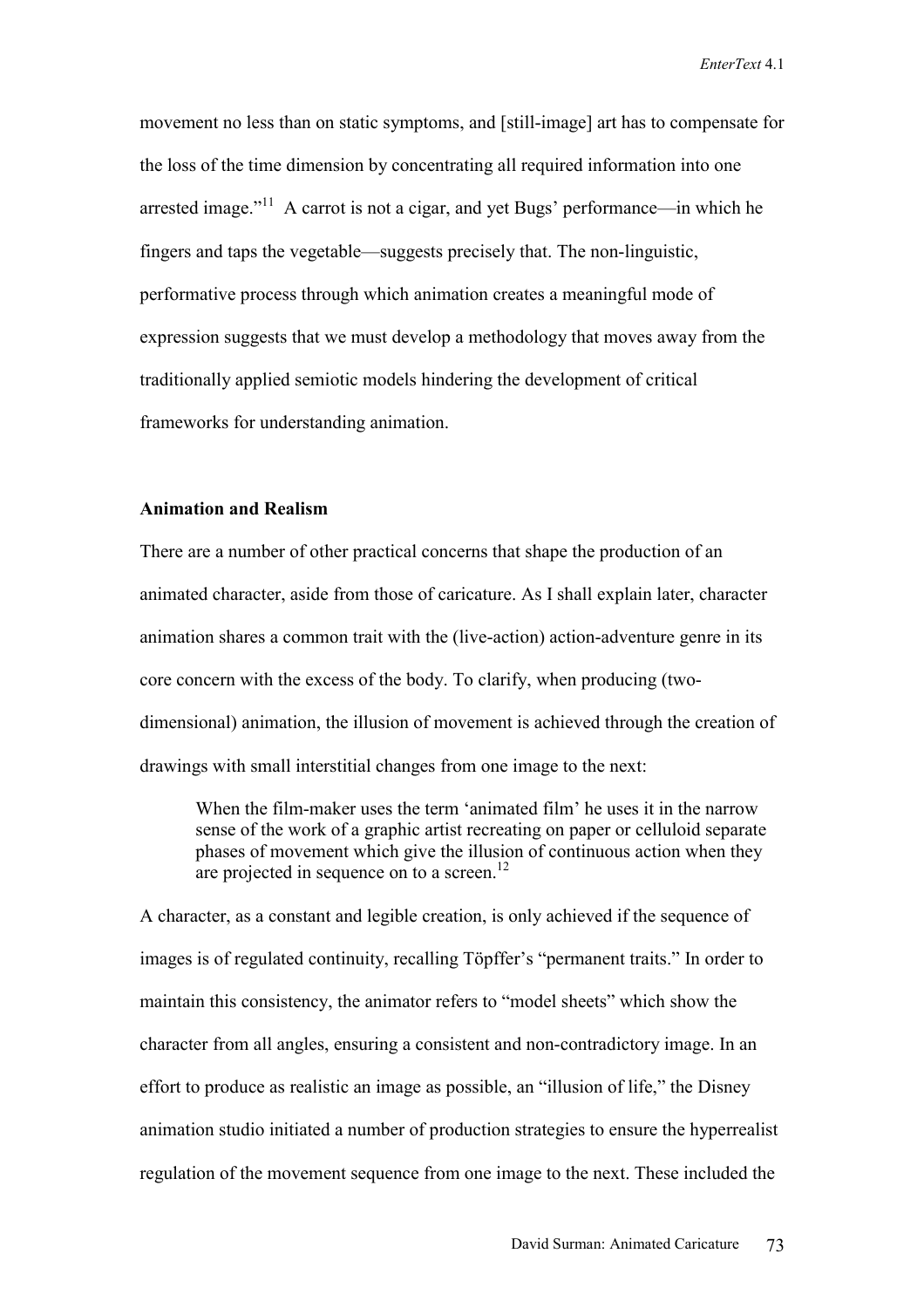movement no less than on static symptoms, and [still-image] art has to compensate for the loss of the time dimension by concentrating all required information into one arrested image."[11] A carrot is not a cigar, and yet Bugs' performance—in which he fingers and taps the vegetable—suggests precisely that. The non-linguistic, performative process through which animation creates a meaningful mode of expression suggests that we must develop a methodology that moves away from the traditionally applied semiotic models hindering the development of critical frameworks for understanding animation.

**Animation and Realism**

There are a number of other practical concerns that shape the production of an animated character, aside from those of caricature. As I shall explain later, character animation shares a common trait with the (live-action) action-adventure genre in its core concern with the excess of the body. To clarify, when producing (two-dimensional) animation, the illusion of movement is achieved through the creation of drawings with small interstitial changes from one image to the next:

> When the film-maker uses the term 'animated film' he uses it in the narrow sense of the work of a graphic artist recreating on paper or celluloid separate phases of movement which give the illusion of continuous action when they are projected in sequence on to a screen.[12]

A character, as a constant and legible creation, is only achieved if the sequence of images is of regulated continuity, recalling Töpffer's "permanent traits." In order to maintain this consistency, the animator refers to "model sheets" which show the character from all angles, ensuring a consistent and non-contradictory image. In an effort to produce as realistic an image as possible, an "illusion of life," the Disney animation studio initiated a number of production strategies to ensure the hyperrealist regulation of the movement sequence from one image to the next. These included the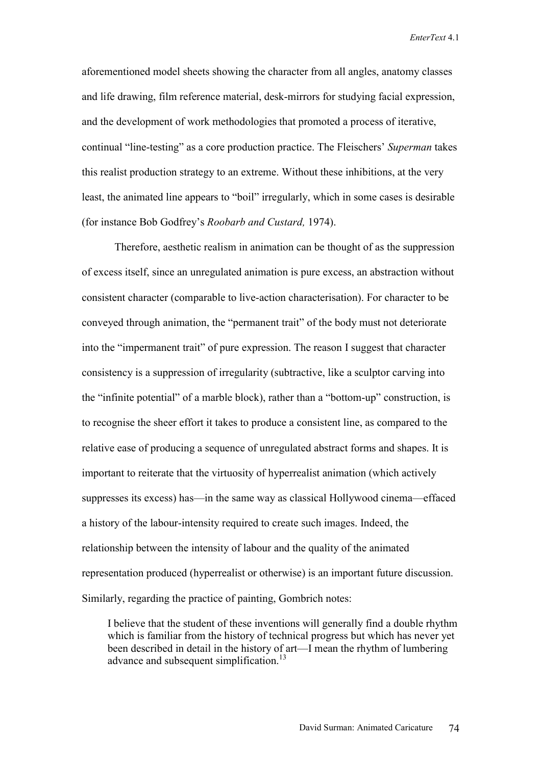aforementioned model sheets showing the character from all angles, anatomy classes and life drawing, film reference material, desk-mirrors for studying facial expression, and the development of work methodologies that promoted a process of iterative, continual "line-testing" as a core production practice. The Fleischers' *Superman* takes this realist production strategy to an extreme. Without these inhibitions, at the very least, the animated line appears to "boil" irregularly, which in some cases is desirable (for instance Bob Godfrey's *Roobarb and Custard,* 1974).

Therefore, aesthetic realism in animation can be thought of as the suppression of excess itself, since an unregulated animation is pure excess, an abstraction without consistent character (comparable to live-action characterisation). For character to be conveyed through animation, the "permanent trait" of the body must not deteriorate into the "impermanent trait" of pure expression. The reason I suggest that character consistency is a suppression of irregularity (subtractive, like a sculptor carving into the "infinite potential" of a marble block), rather than a "bottom-up" construction, is to recognise the sheer effort it takes to produce a consistent line, as compared to the relative ease of producing a sequence of unregulated abstract forms and shapes. It is important to reiterate that the virtuosity of hyperrealist animation (which actively suppresses its excess) has—in the same way as classical Hollywood cinema—effaced a history of the labour-intensity required to create such images. Indeed, the relationship between the intensity of labour and the quality of the animated representation produced (hyperrealist or otherwise) is an important future discussion. Similarly, regarding the practice of painting, Gombrich notes:

> I believe that the student of these inventions will generally find a double rhythm which is familiar from the history of technical progress but which has never yet been described in detail in the history of art—I mean the rhythm of lumbering advance and subsequent simplification.[13]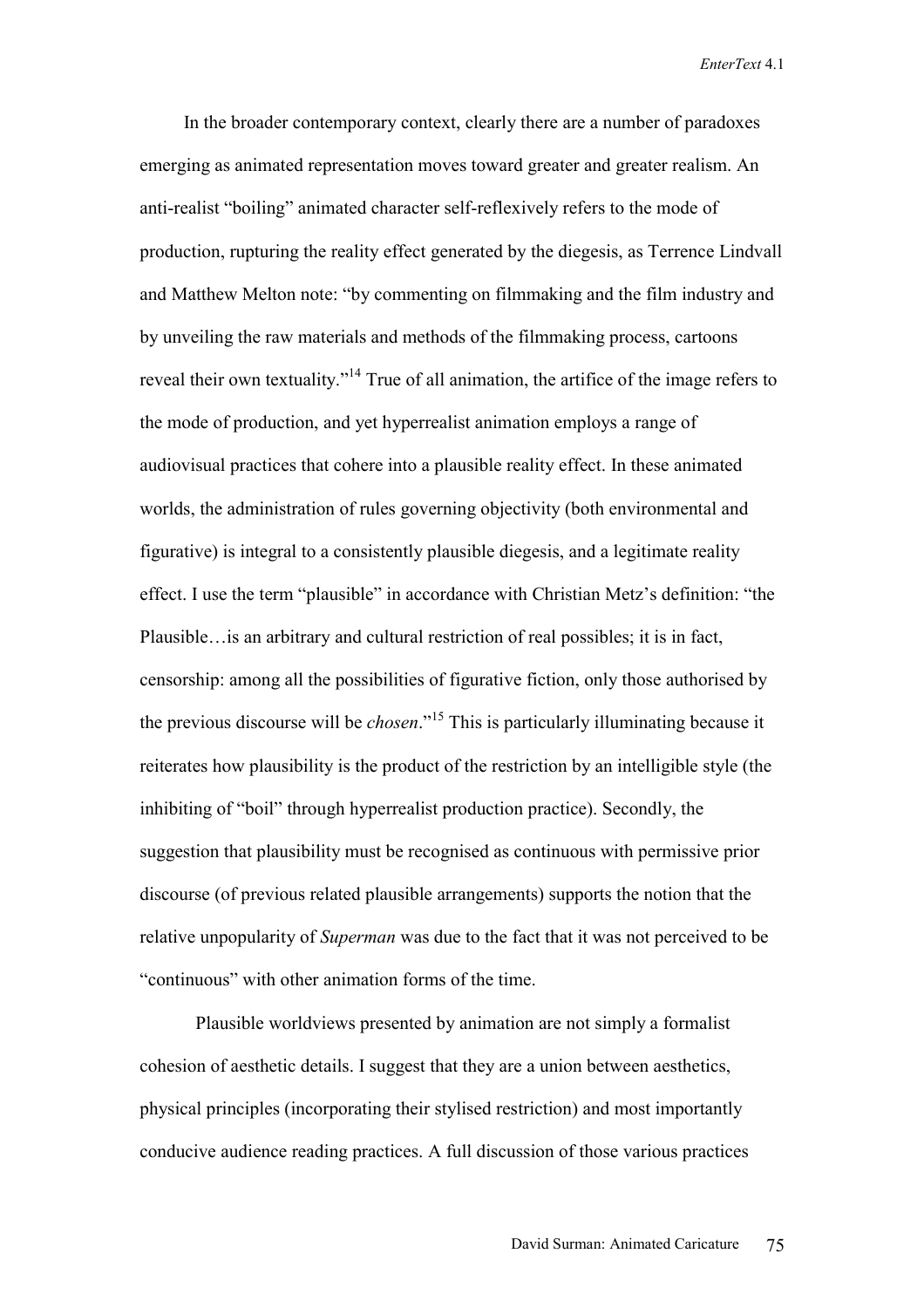In the broader contemporary context, clearly there are a number of paradoxes emerging as animated representation moves toward greater and greater realism. An anti-realist "boiling" animated character self-reflexively refers to the mode of production, rupturing the reality effect generated by the diegesis, as Terrence Lindvall and Matthew Melton note: "by commenting on filmmaking and the film industry and by unveiling the raw materials and methods of the filmmaking process, cartoons reveal their own textuality."[14] True of all animation, the artifice of the image refers to the mode of production, and yet hyperrealist animation employs a range of audiovisual practices that cohere into a plausible reality effect. In these animated worlds, the administration of rules governing objectivity (both environmental and figurative) is integral to a consistently plausible diegesis, and a legitimate reality effect. I use the term "plausible" in accordance with Christian Metz's definition: "the Plausible…is an arbitrary and cultural restriction of real possibles; it is in fact, censorship: among all the possibilities of figurative fiction, only those authorised by the previous discourse will be *chosen*."[15] This is particularly illuminating because it reiterates how plausibility is the product of the restriction by an intelligible style (the inhibiting of "boil" through hyperrealist production practice). Secondly, the suggestion that plausibility must be recognised as continuous with permissive prior discourse (of previous related plausible arrangements) supports the notion that the relative unpopularity of *Superman* was due to the fact that it was not perceived to be "continuous" with other animation forms of the time.

Plausible worldviews presented by animation are not simply a formalist cohesion of aesthetic details. I suggest that they are a union between aesthetics, physical principles (incorporating their stylised restriction) and most importantly conducive audience reading practices. A full discussion of those various practices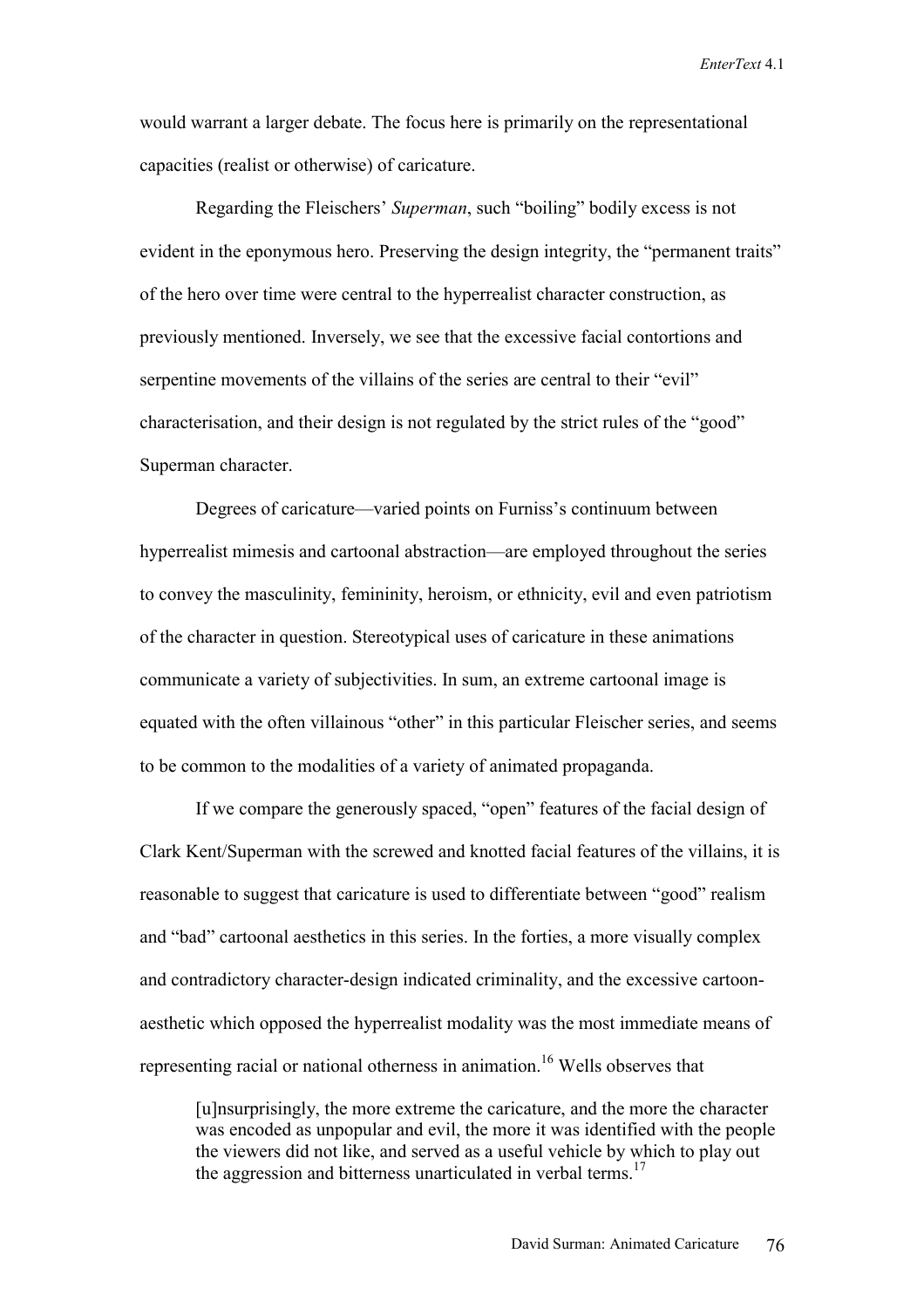would warrant a larger debate. The focus here is primarily on the representational capacities (realist or otherwise) of caricature.

Regarding the Fleischers' *Superman*, such "boiling" bodily excess is not evident in the eponymous hero. Preserving the design integrity, the "permanent traits" of the hero over time were central to the hyperrealist character construction, as previously mentioned. Inversely, we see that the excessive facial contortions and serpentine movements of the villains of the series are central to their "evil" characterisation, and their design is not regulated by the strict rules of the "good" Superman character.

Degrees of caricature—varied points on Furniss's continuum between hyperrealist mimesis and cartoonal abstraction—are employed throughout the series to convey the masculinity, femininity, heroism, or ethnicity, evil and even patriotism of the character in question. Stereotypical uses of caricature in these animations communicate a variety of subjectivities. In sum, an extreme cartoonal image is equated with the often villainous "other" in this particular Fleischer series, and seems to be common to the modalities of a variety of animated propaganda.

If we compare the generously spaced, "open" features of the facial design of Clark Kent/Superman with the screwed and knotted facial features of the villains, it is reasonable to suggest that caricature is used to differentiate between "good" realism and "bad" cartoonal aesthetics in this series. In the forties, a more visually complex and contradictory character-design indicated criminality, and the excessive cartoon-aesthetic which opposed the hyperrealist modality was the most immediate means of representing racial or national otherness in animation.[16] Wells observes that

> [u]nsurprisingly, the more extreme the caricature, and the more the character was encoded as unpopular and evil, the more it was identified with the people the viewers did not like, and served as a useful vehicle by which to play out the aggression and bitterness unarticulated in verbal terms.[17]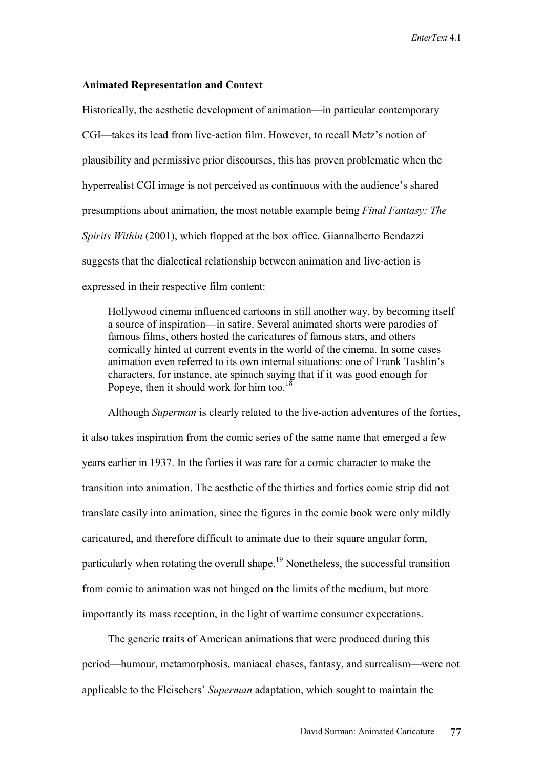**Animated Representation and Context**

Historically, the aesthetic development of animation—in particular contemporary CGI—takes its lead from live-action film. However, to recall Metz's notion of plausibility and permissive prior discourses, this has proven problematic when the hyperrealist CGI image is not perceived as continuous with the audience's shared presumptions about animation, the most notable example being *Final Fantasy: The Spirits Within* (2001), which flopped at the box office. Giannalberto Bendazzi suggests that the dialectical relationship between animation and live-action is expressed in their respective film content:

> Hollywood cinema influenced cartoons in still another way, by becoming itself a source of inspiration—in satire. Several animated shorts were parodies of famous films, others hosted the caricatures of famous stars, and others comically hinted at current events in the world of the cinema. In some cases animation even referred to its own internal situations: one of Frank Tashlin's characters, for instance, ate spinach saying that if it was good enough for Popeye, then it should work for him too.[18]

Although *Superman* is clearly related to the live-action adventures of the forties, it also takes inspiration from the comic series of the same name that emerged a few years earlier in 1937. In the forties it was rare for a comic character to make the transition into animation. The aesthetic of the thirties and forties comic strip did not translate easily into animation, since the figures in the comic book were only mildly caricatured, and therefore difficult to animate due to their square angular form, particularly when rotating the overall shape.[19] Nonetheless, the successful transition from comic to animation was not hinged on the limits of the medium, but more importantly its mass reception, in the light of wartime consumer expectations.

The generic traits of American animations that were produced during this period—humour, metamorphosis, maniacal chases, fantasy, and surrealism—were not applicable to the Fleischers' *Superman* adaptation, which sought to maintain the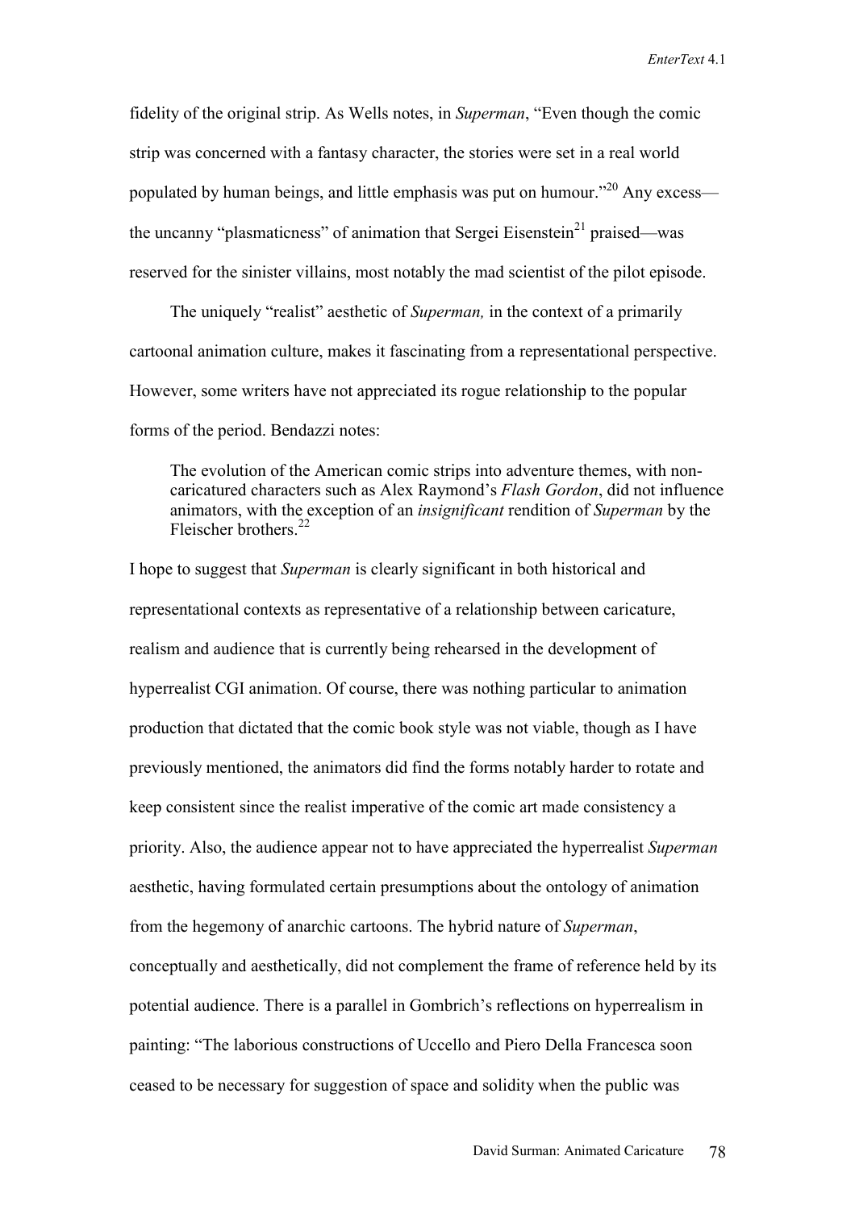fidelity of the original strip. As Wells notes, in *Superman*, "Even though the comic strip was concerned with a fantasy character, the stories were set in a real world populated by human beings, and little emphasis was put on humour."[20] Any excess—the uncanny "plasmaticness" of animation that Sergei Eisenstein[21] praised—was reserved for the sinister villains, most notably the mad scientist of the pilot episode.

The uniquely "realist" aesthetic of *Superman,* in the context of a primarily cartoonal animation culture, makes it fascinating from a representational perspective. However, some writers have not appreciated its rogue relationship to the popular forms of the period. Bendazzi notes:

> The evolution of the American comic strips into adventure themes, with non-caricatured characters such as Alex Raymond's *Flash Gordon*, did not influence animators, with the exception of an *insignificant* rendition of *Superman* by the Fleischer brothers.[22]

I hope to suggest that *Superman* is clearly significant in both historical and representational contexts as representative of a relationship between caricature, realism and audience that is currently being rehearsed in the development of hyperrealist CGI animation. Of course, there was nothing particular to animation production that dictated that the comic book style was not viable, though as I have previously mentioned, the animators did find the forms notably harder to rotate and keep consistent since the realist imperative of the comic art made consistency a priority. Also, the audience appear not to have appreciated the hyperrealist *Superman* aesthetic, having formulated certain presumptions about the ontology of animation from the hegemony of anarchic cartoons. The hybrid nature of *Superman*, conceptually and aesthetically, did not complement the frame of reference held by its potential audience. There is a parallel in Gombrich's reflections on hyperrealism in painting: "The laborious constructions of Uccello and Piero Della Francesca soon ceased to be necessary for suggestion of space and solidity when the public was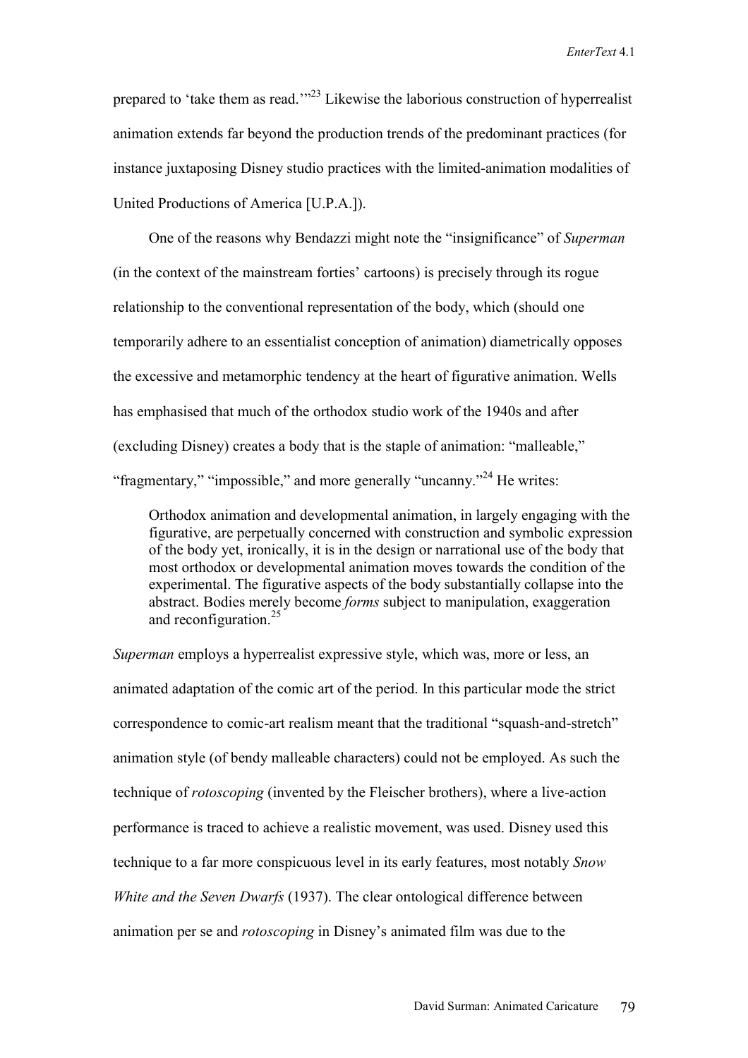prepared to 'take them as read.'"[23] Likewise the laborious construction of hyperrealist animation extends far beyond the production trends of the predominant practices (for instance juxtaposing Disney studio practices with the limited-animation modalities of United Productions of America [U.P.A.]).

One of the reasons why Bendazzi might note the "insignificance" of *Superman* (in the context of the mainstream forties' cartoons) is precisely through its rogue relationship to the conventional representation of the body, which (should one temporarily adhere to an essentialist conception of animation) diametrically opposes the excessive and metamorphic tendency at the heart of figurative animation. Wells has emphasised that much of the orthodox studio work of the 1940s and after (excluding Disney) creates a body that is the staple of animation: "malleable," "fragmentary," "impossible," and more generally "uncanny."[24] He writes:

> Orthodox animation and developmental animation, in largely engaging with the figurative, are perpetually concerned with construction and symbolic expression of the body yet, ironically, it is in the design or narrational use of the body that most orthodox or developmental animation moves towards the condition of the experimental. The figurative aspects of the body substantially collapse into the abstract. Bodies merely become *forms* subject to manipulation, exaggeration and reconfiguration.[25]

*Superman* employs a hyperrealist expressive style, which was, more or less, an animated adaptation of the comic art of the period. In this particular mode the strict correspondence to comic-art realism meant that the traditional "squash-and-stretch" animation style (of bendy malleable characters) could not be employed. As such the technique of *rotoscoping* (invented by the Fleischer brothers), where a live-action performance is traced to achieve a realistic movement, was used. Disney used this technique to a far more conspicuous level in its early features, most notably *Snow White and the Seven Dwarfs* (1937). The clear ontological difference between animation per se and *rotoscoping* in Disney's animated film was due to the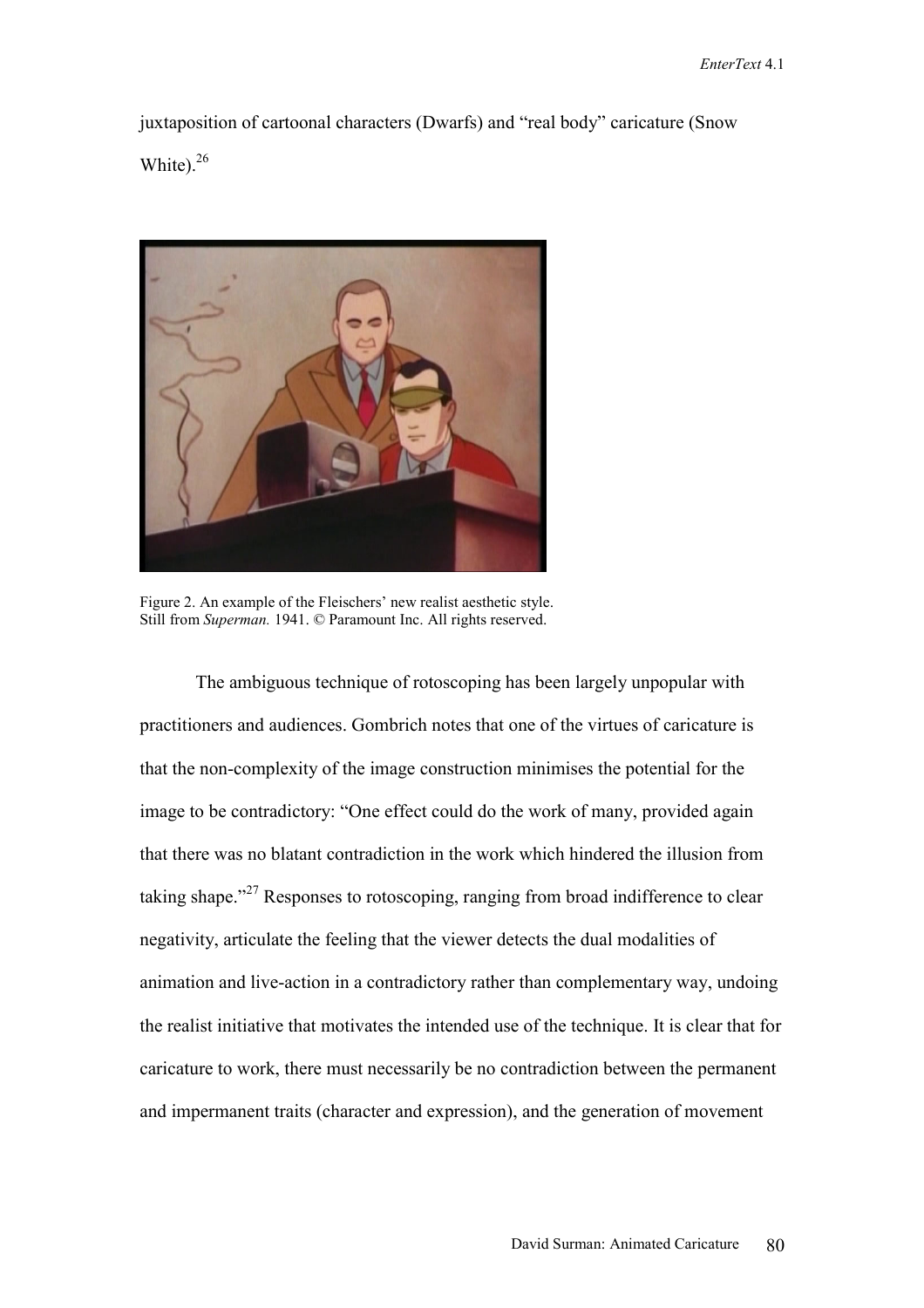juxtaposition of cartoonal characters (Dwarfs) and "real body" caricature (Snow White).[26]

Figure 2. An example of the Fleischers' new realist aesthetic style.
Still from *Superman.* 1941. © Paramount Inc. All rights reserved.

The ambiguous technique of rotoscoping has been largely unpopular with practitioners and audiences. Gombrich notes that one of the virtues of caricature is that the non-complexity of the image construction minimises the potential for the image to be contradictory: "One effect could do the work of many, provided again that there was no blatant contradiction in the work which hindered the illusion from taking shape."[27] Responses to rotoscoping, ranging from broad indifference to clear negativity, articulate the feeling that the viewer detects the dual modalities of animation and live-action in a contradictory rather than complementary way, undoing the realist initiative that motivates the intended use of the technique. It is clear that for caricature to work, there must necessarily be no contradiction between the permanent and impermanent traits (character and expression), and the generation of movement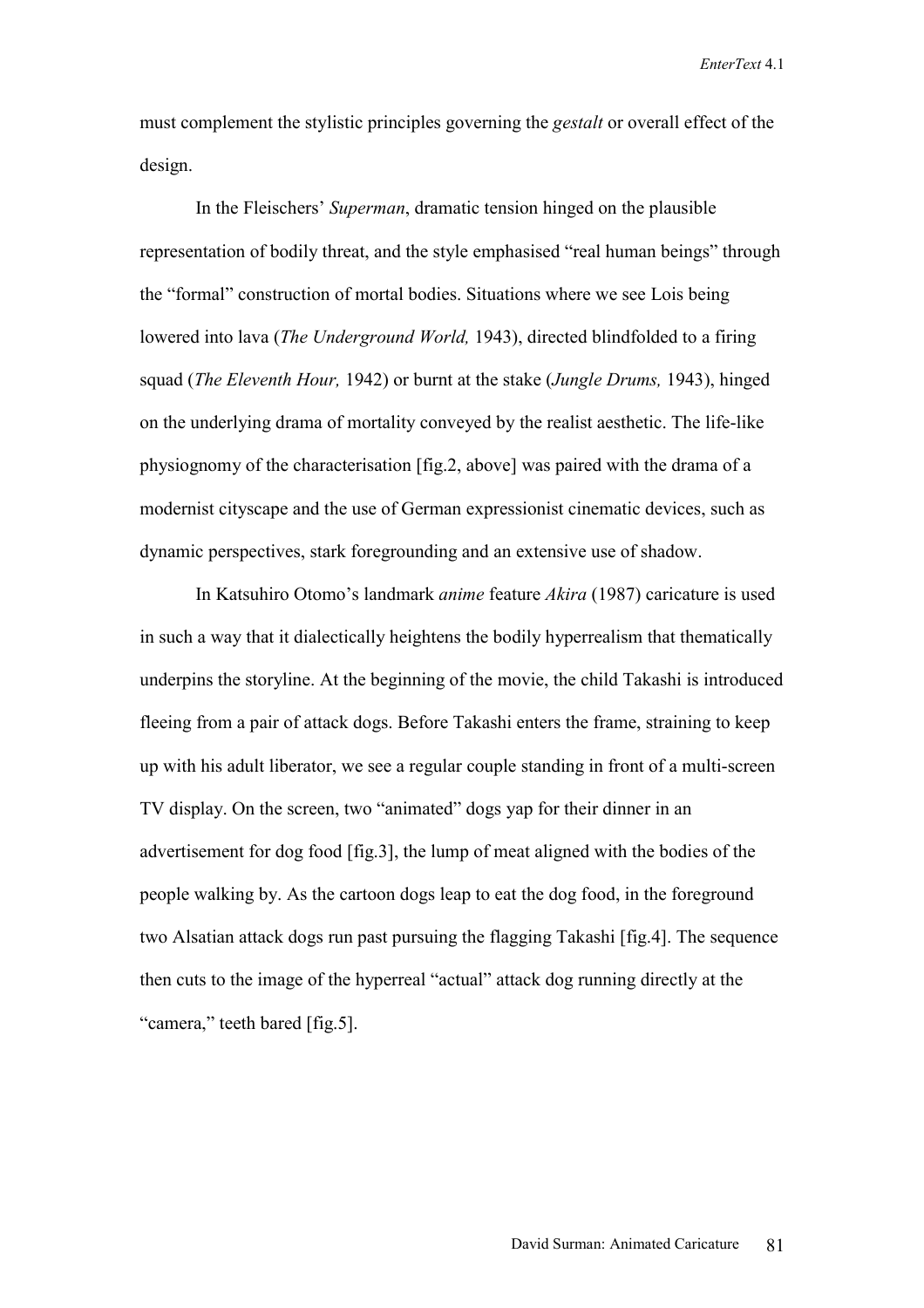must complement the stylistic principles governing the *gestalt* or overall effect of the design.

In the Fleischers' *Superman*, dramatic tension hinged on the plausible representation of bodily threat, and the style emphasised "real human beings" through the "formal" construction of mortal bodies. Situations where we see Lois being lowered into lava (*The Underground World,* 1943), directed blindfolded to a firing squad (*The Eleventh Hour,* 1942) or burnt at the stake (*Jungle Drums,* 1943), hinged on the underlying drama of mortality conveyed by the realist aesthetic. The life-like physiognomy of the characterisation [fig.2, above] was paired with the drama of a modernist cityscape and the use of German expressionist cinematic devices, such as dynamic perspectives, stark foregrounding and an extensive use of shadow.

In Katsuhiro Otomo's landmark *anime* feature *Akira* (1987) caricature is used in such a way that it dialectically heightens the bodily hyperrealism that thematically underpins the storyline. At the beginning of the movie, the child Takashi is introduced fleeing from a pair of attack dogs. Before Takashi enters the frame, straining to keep up with his adult liberator, we see a regular couple standing in front of a multi-screen TV display. On the screen, two "animated" dogs yap for their dinner in an advertisement for dog food [fig.3], the lump of meat aligned with the bodies of the people walking by. As the cartoon dogs leap to eat the dog food, in the foreground two Alsatian attack dogs run past pursuing the flagging Takashi [fig.4]. The sequence then cuts to the image of the hyperreal "actual" attack dog running directly at the "camera," teeth bared [fig.5].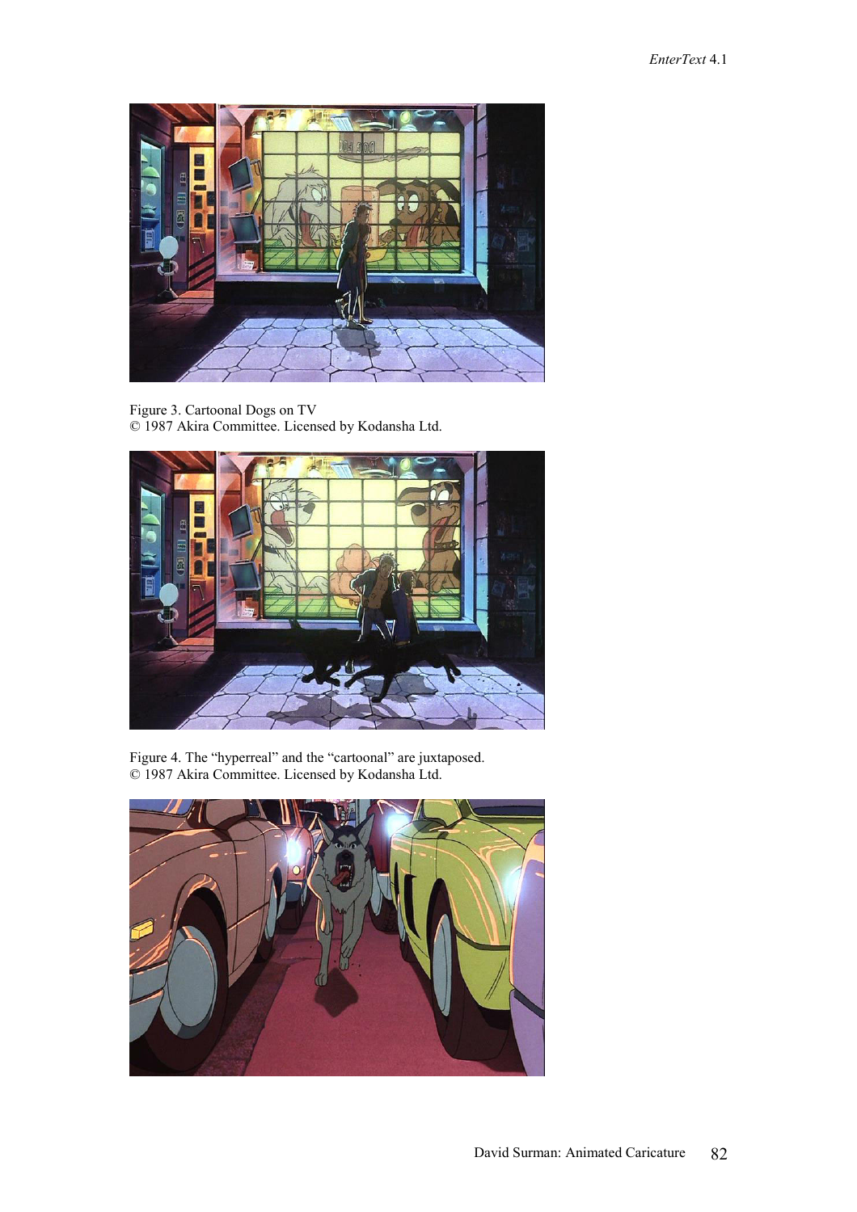Figure 3. Cartoonal Dogs on TV
© 1987 Akira Committee. Licensed by Kodansha Ltd.

Figure 4. The “hyperreal” and the “cartoonal” are juxtaposed.
© 1987 Akira Committee. Licensed by Kodansha Ltd.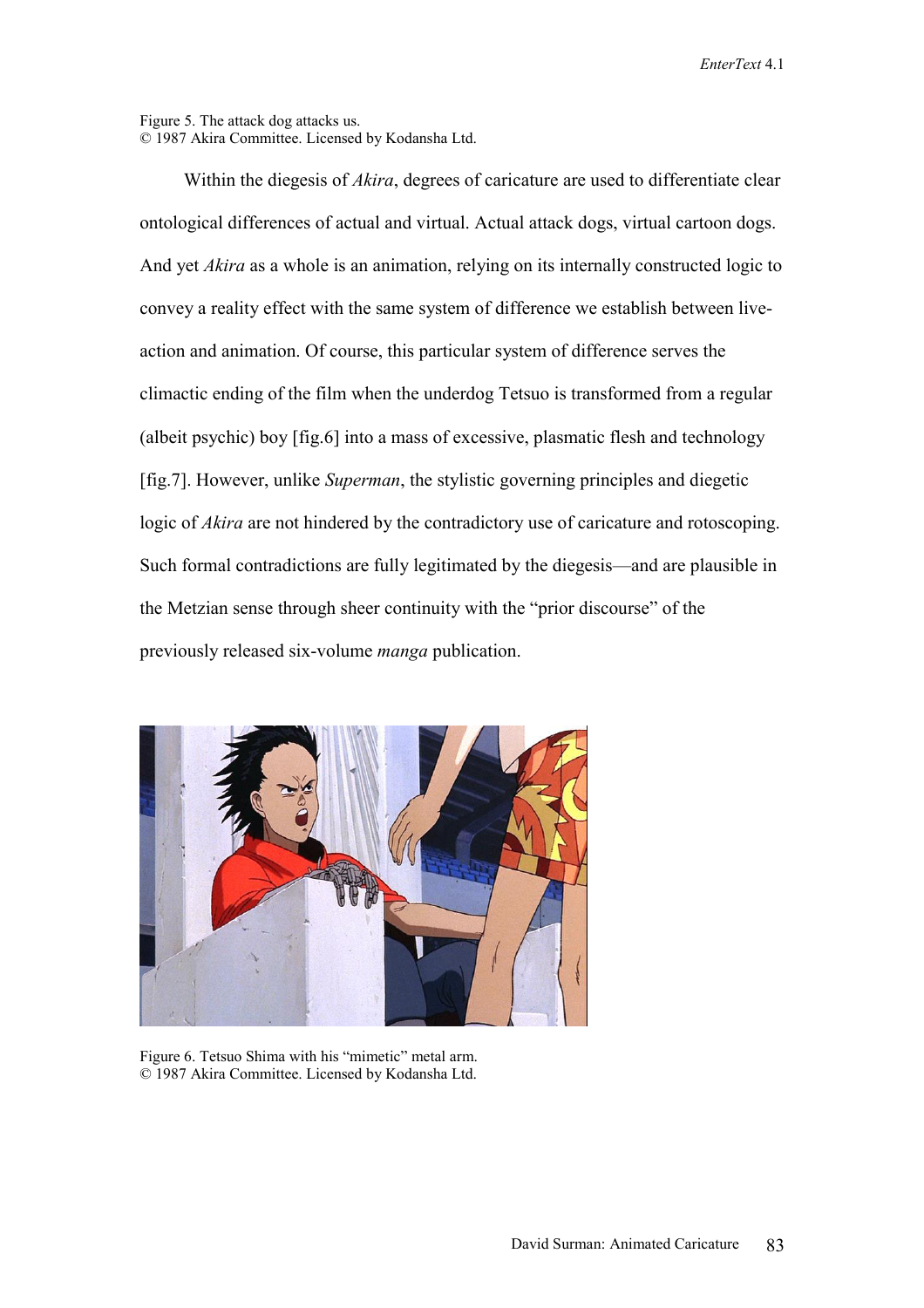Figure 5. The attack dog attacks us.
© 1987 Akira Committee. Licensed by Kodansha Ltd.

Within the diegesis of *Akira*, degrees of caricature are used to differentiate clear ontological differences of actual and virtual. Actual attack dogs, virtual cartoon dogs. And yet *Akira* as a whole is an animation, relying on its internally constructed logic to convey a reality effect with the same system of difference we establish between live-action and animation. Of course, this particular system of difference serves the climactic ending of the film when the underdog Tetsuo is transformed from a regular (albeit psychic) boy [fig.6] into a mass of excessive, plasmatic flesh and technology [fig.7]. However, unlike *Superman*, the stylistic governing principles and diegetic logic of *Akira* are not hindered by the contradictory use of caricature and rotoscoping. Such formal contradictions are fully legitimated by the diegesis—and are plausible in the Metzian sense through sheer continuity with the "prior discourse" of the previously released six-volume *manga* publication.

Figure 6. Tetsuo Shima with his "mimetic" metal arm.
© 1987 Akira Committee. Licensed by Kodansha Ltd.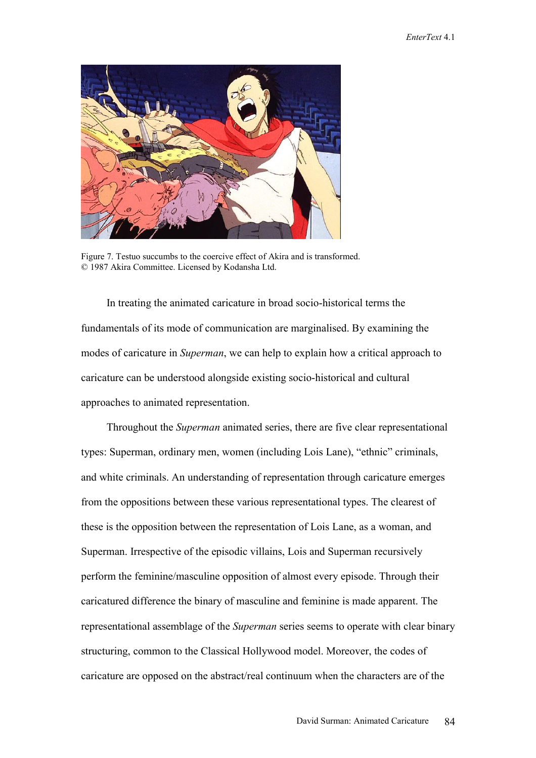Figure 7. Testuo succumbs to the coercive effect of Akira and is transformed.
© 1987 Akira Committee. Licensed by Kodansha Ltd.

In treating the animated caricature in broad socio-historical terms the fundamentals of its mode of communication are marginalised. By examining the modes of caricature in *Superman*, we can help to explain how a critical approach to caricature can be understood alongside existing socio-historical and cultural approaches to animated representation.

Throughout the *Superman* animated series, there are five clear representational types: Superman, ordinary men, women (including Lois Lane), "ethnic" criminals, and white criminals. An understanding of representation through caricature emerges from the oppositions between these various representational types. The clearest of these is the opposition between the representation of Lois Lane, as a woman, and Superman. Irrespective of the episodic villains, Lois and Superman recursively perform the feminine/masculine opposition of almost every episode. Through their caricatured difference the binary of masculine and feminine is made apparent. The representational assemblage of the *Superman* series seems to operate with clear binary structuring, common to the Classical Hollywood model. Moreover, the codes of caricature are opposed on the abstract/real continuum when the characters are of the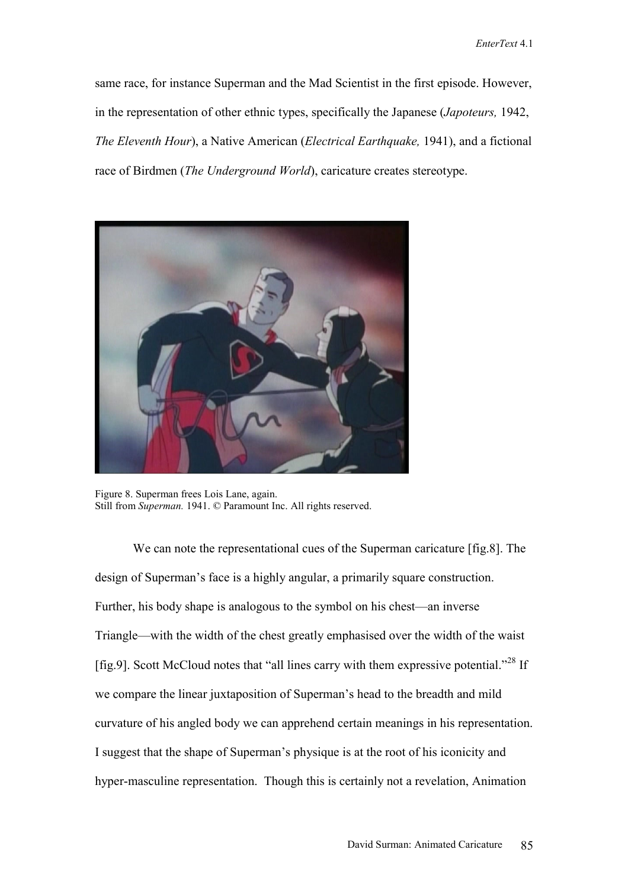same race, for instance Superman and the Mad Scientist in the first episode. However, in the representation of other ethnic types, specifically the Japanese (*Japoteurs,* 1942, *The Eleventh Hour*), a Native American (*Electrical Earthquake,* 1941), and a fictional race of Birdmen (*The Underground World*), caricature creates stereotype.

Figure 8. Superman frees Lois Lane, again.
Still from *Superman.* 1941. © Paramount Inc. All rights reserved.

We can note the representational cues of the Superman caricature [fig.8]. The design of Superman's face is a highly angular, a primarily square construction. Further, his body shape is analogous to the symbol on his chest—an inverse Triangle—with the width of the chest greatly emphasised over the width of the waist [fig.9]. Scott McCloud notes that "all lines carry with them expressive potential."[28] If we compare the linear juxtaposition of Superman's head to the breadth and mild curvature of his angled body we can apprehend certain meanings in his representation. I suggest that the shape of Superman's physique is at the root of his iconicity and hyper-masculine representation. Though this is certainly not a revelation, Animation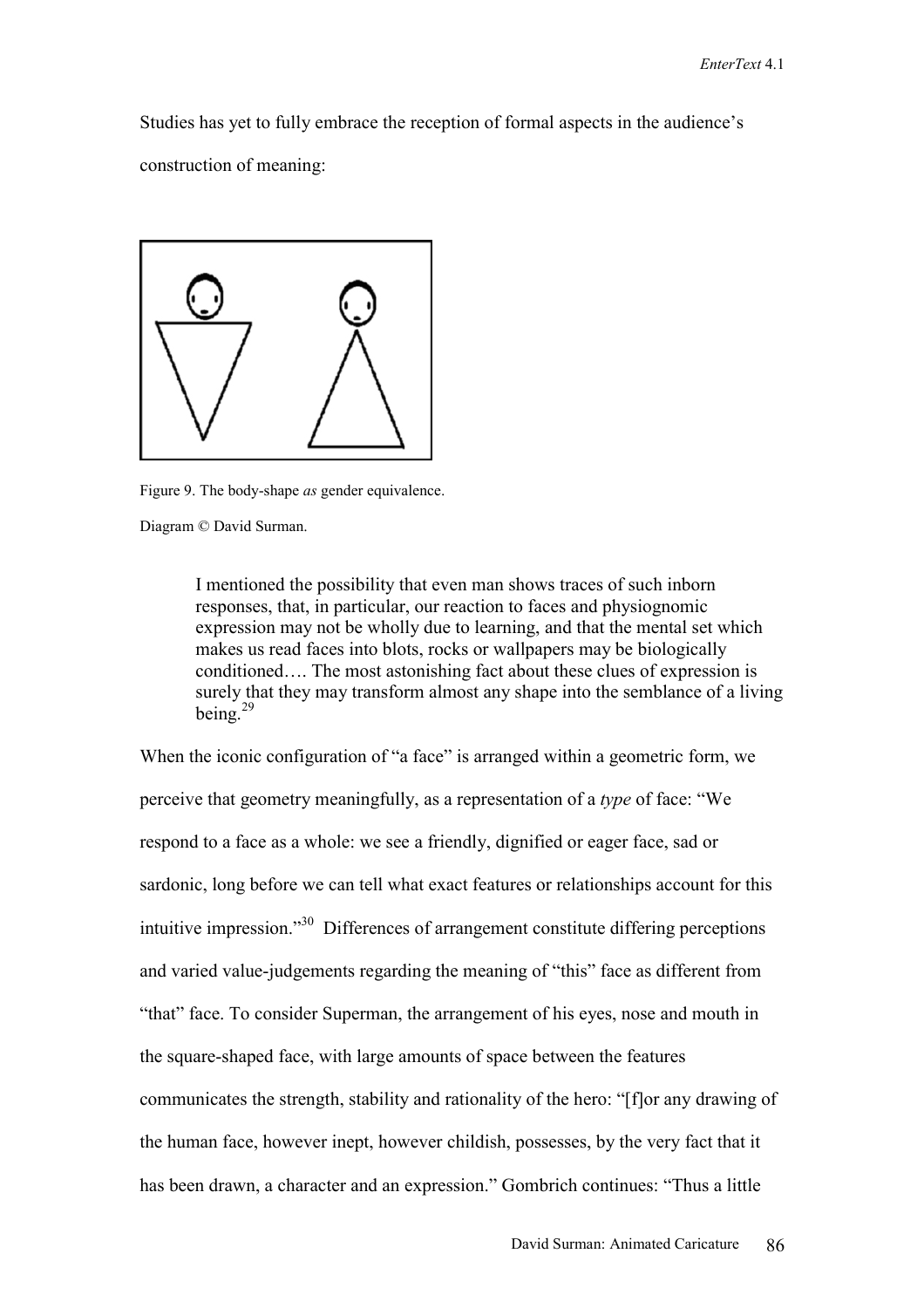Studies has yet to fully embrace the reception of formal aspects in the audience's construction of meaning:

Figure 9. The body-shape *as* gender equivalence.

Diagram © David Surman.

> I mentioned the possibility that even man shows traces of such inborn responses, that, in particular, our reaction to faces and physiognomic expression may not be wholly due to learning, and that the mental set which makes us read faces into blots, rocks or wallpapers may be biologically conditioned…. The most astonishing fact about these clues of expression is surely that they may transform almost any shape into the semblance of a living being.[29]

When the iconic configuration of "a face" is arranged within a geometric form, we perceive that geometry meaningfully, as a representation of a *type* of face: "We respond to a face as a whole: we see a friendly, dignified or eager face, sad or sardonic, long before we can tell what exact features or relationships account for this intuitive impression."[30] Differences of arrangement constitute differing perceptions and varied value-judgements regarding the meaning of "this" face as different from "that" face. To consider Superman, the arrangement of his eyes, nose and mouth in the square-shaped face, with large amounts of space between the features communicates the strength, stability and rationality of the hero: "[f]or any drawing of the human face, however inept, however childish, possesses, by the very fact that it has been drawn, a character and an expression." Gombrich continues: "Thus a little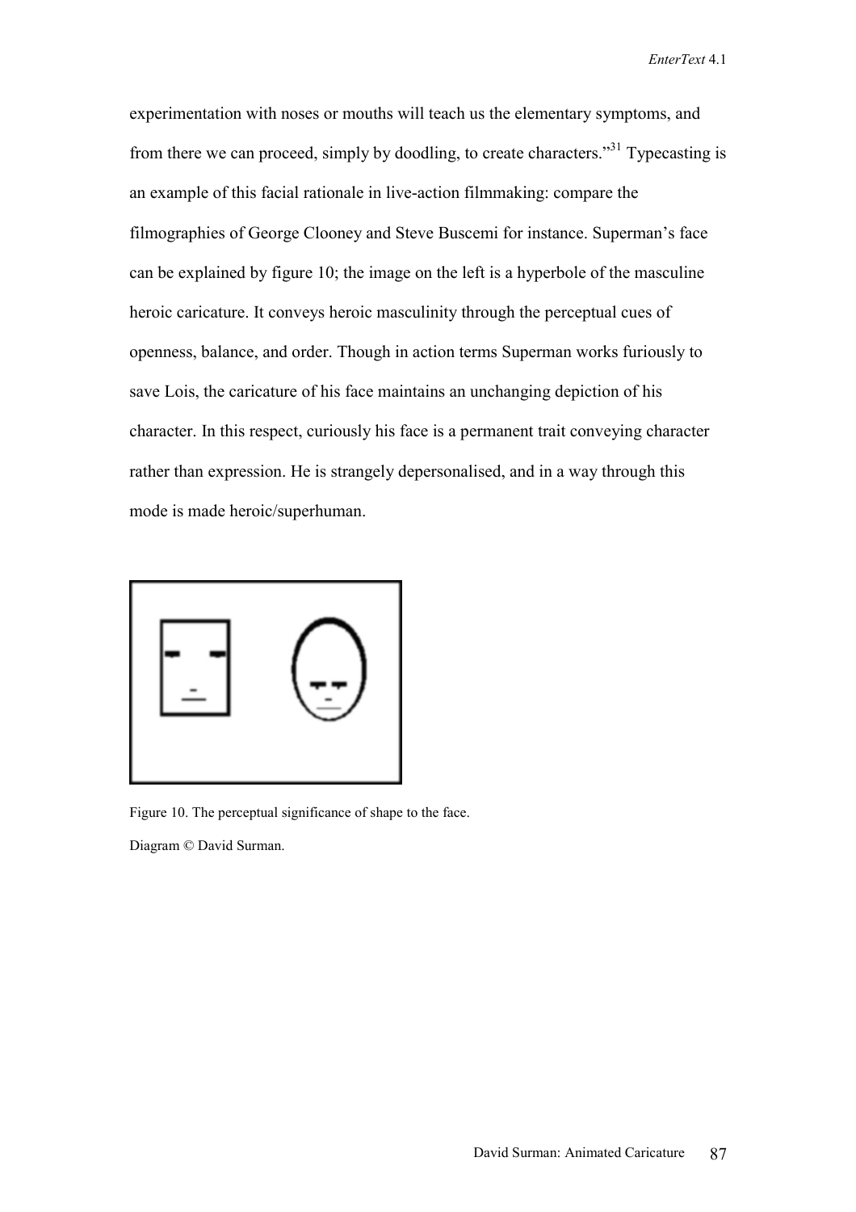experimentation with noses or mouths will teach us the elementary symptoms, and from there we can proceed, simply by doodling, to create characters."[31] Typecasting is an example of this facial rationale in live-action filmmaking: compare the filmographies of George Clooney and Steve Buscemi for instance. Superman's face can be explained by figure 10; the image on the left is a hyperbole of the masculine heroic caricature. It conveys heroic masculinity through the perceptual cues of openness, balance, and order. Though in action terms Superman works furiously to save Lois, the caricature of his face maintains an unchanging depiction of his character. In this respect, curiously his face is a permanent trait conveying character rather than expression. He is strangely depersonalised, and in a way through this mode is made heroic/superhuman.

Figure 10. The perceptual significance of shape to the face.

Diagram © David Surman.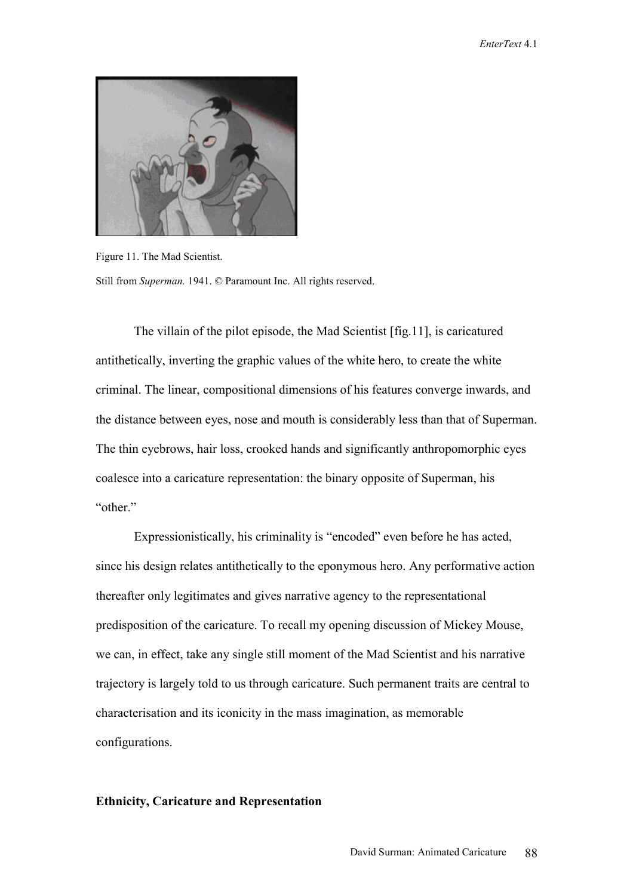Figure 11. The Mad Scientist.

Still from *Superman.* 1941. © Paramount Inc. All rights reserved.

The villain of the pilot episode, the Mad Scientist [fig.11], is caricatured antithetically, inverting the graphic values of the white hero, to create the white criminal. The linear, compositional dimensions of his features converge inwards, and the distance between eyes, nose and mouth is considerably less than that of Superman. The thin eyebrows, hair loss, crooked hands and significantly anthropomorphic eyes coalesce into a caricature representation: the binary opposite of Superman, his "other."

Expressionistically, his criminality is "encoded" even before he has acted, since his design relates antithetically to the eponymous hero. Any performative action thereafter only legitimates and gives narrative agency to the representational predisposition of the caricature. To recall my opening discussion of Mickey Mouse, we can, in effect, take any single still moment of the Mad Scientist and his narrative trajectory is largely told to us through caricature. Such permanent traits are central to characterisation and its iconicity in the mass imagination, as memorable configurations.

## Ethnicity, Caricature and Representation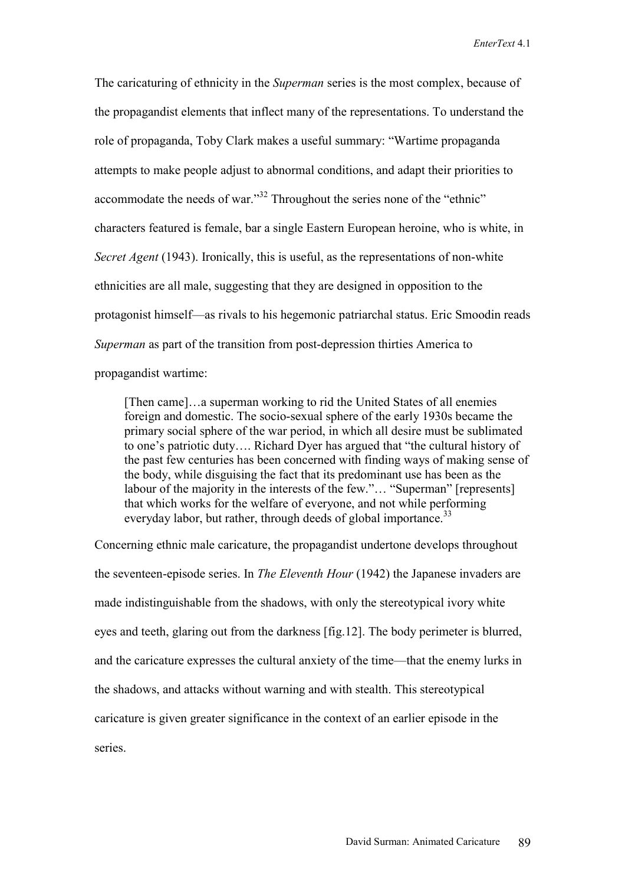The caricaturing of ethnicity in the *Superman* series is the most complex, because of the propagandist elements that inflect many of the representations. To understand the role of propaganda, Toby Clark makes a useful summary: "Wartime propaganda attempts to make people adjust to abnormal conditions, and adapt their priorities to accommodate the needs of war."[32] Throughout the series none of the "ethnic" characters featured is female, bar a single Eastern European heroine, who is white, in *Secret Agent* (1943). Ironically, this is useful, as the representations of non-white ethnicities are all male, suggesting that they are designed in opposition to the protagonist himself—as rivals to his hegemonic patriarchal status. Eric Smoodin reads *Superman* as part of the transition from post-depression thirties America to propagandist wartime:

> [Then came]…a superman working to rid the United States of all enemies foreign and domestic. The socio-sexual sphere of the early 1930s became the primary social sphere of the war period, in which all desire must be sublimated to one's patriotic duty…. Richard Dyer has argued that "the cultural history of the past few centuries has been concerned with finding ways of making sense of the body, while disguising the fact that its predominant use has been as the labour of the majority in the interests of the few."… "Superman" [represents] that which works for the welfare of everyone, and not while performing everyday labor, but rather, through deeds of global importance.[33]

Concerning ethnic male caricature, the propagandist undertone develops throughout the seventeen-episode series. In *The Eleventh Hour* (1942) the Japanese invaders are made indistinguishable from the shadows, with only the stereotypical ivory white eyes and teeth, glaring out from the darkness [fig.12]. The body perimeter is blurred, and the caricature expresses the cultural anxiety of the time—that the enemy lurks in the shadows, and attacks without warning and with stealth. This stereotypical caricature is given greater significance in the context of an earlier episode in the series.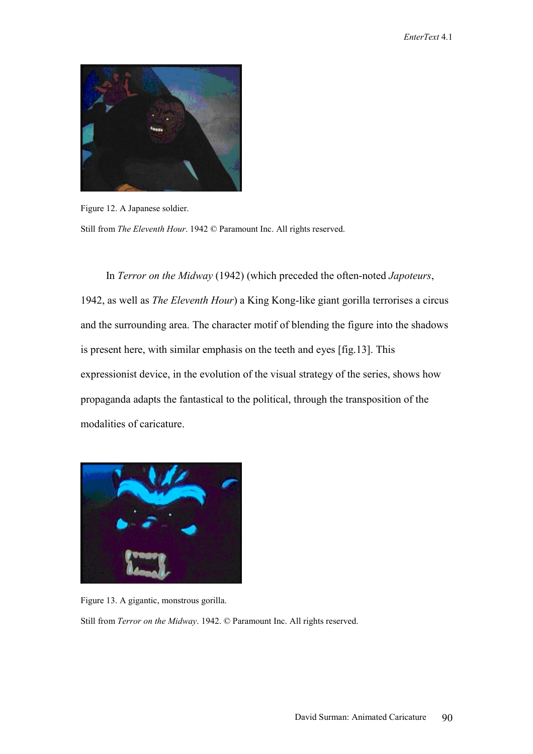Figure 12. A Japanese soldier.

Still from *The Eleventh Hour*. 1942 © Paramount Inc. All rights reserved.

In *Terror on the Midway* (1942) (which preceded the often-noted *Japoteurs*, 1942, as well as *The Eleventh Hour*) a King Kong-like giant gorilla terrorises a circus and the surrounding area. The character motif of blending the figure into the shadows is present here, with similar emphasis on the teeth and eyes [fig.13]. This expressionist device, in the evolution of the visual strategy of the series, shows how propaganda adapts the fantastical to the political, through the transposition of the modalities of caricature.

Figure 13. A gigantic, monstrous gorilla.

Still from *Terror on the Midway*. 1942. © Paramount Inc. All rights reserved.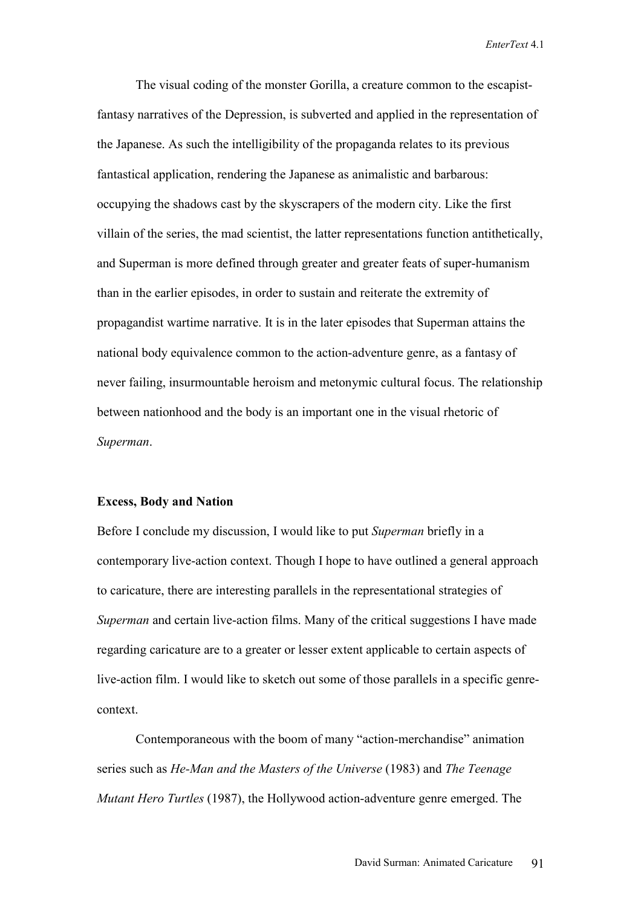The visual coding of the monster Gorilla, a creature common to the escapist-fantasy narratives of the Depression, is subverted and applied in the representation of the Japanese. As such the intelligibility of the propaganda relates to its previous fantastical application, rendering the Japanese as animalistic and barbarous: occupying the shadows cast by the skyscrapers of the modern city. Like the first villain of the series, the mad scientist, the latter representations function antithetically, and Superman is more defined through greater and greater feats of super-humanism than in the earlier episodes, in order to sustain and reiterate the extremity of propagandist wartime narrative. It is in the later episodes that Superman attains the national body equivalence common to the action-adventure genre, as a fantasy of never failing, insurmountable heroism and metonymic cultural focus. The relationship between nationhood and the body is an important one in the visual rhetoric of *Superman*.

**Excess, Body and Nation**

Before I conclude my discussion, I would like to put *Superman* briefly in a contemporary live-action context. Though I hope to have outlined a general approach to caricature, there are interesting parallels in the representational strategies of *Superman* and certain live-action films. Many of the critical suggestions I have made regarding caricature are to a greater or lesser extent applicable to certain aspects of live-action film. I would like to sketch out some of those parallels in a specific genre-context.

Contemporaneous with the boom of many "action-merchandise" animation series such as *He-Man and the Masters of the Universe* (1983) and *The Teenage Mutant Hero Turtles* (1987), the Hollywood action-adventure genre emerged. The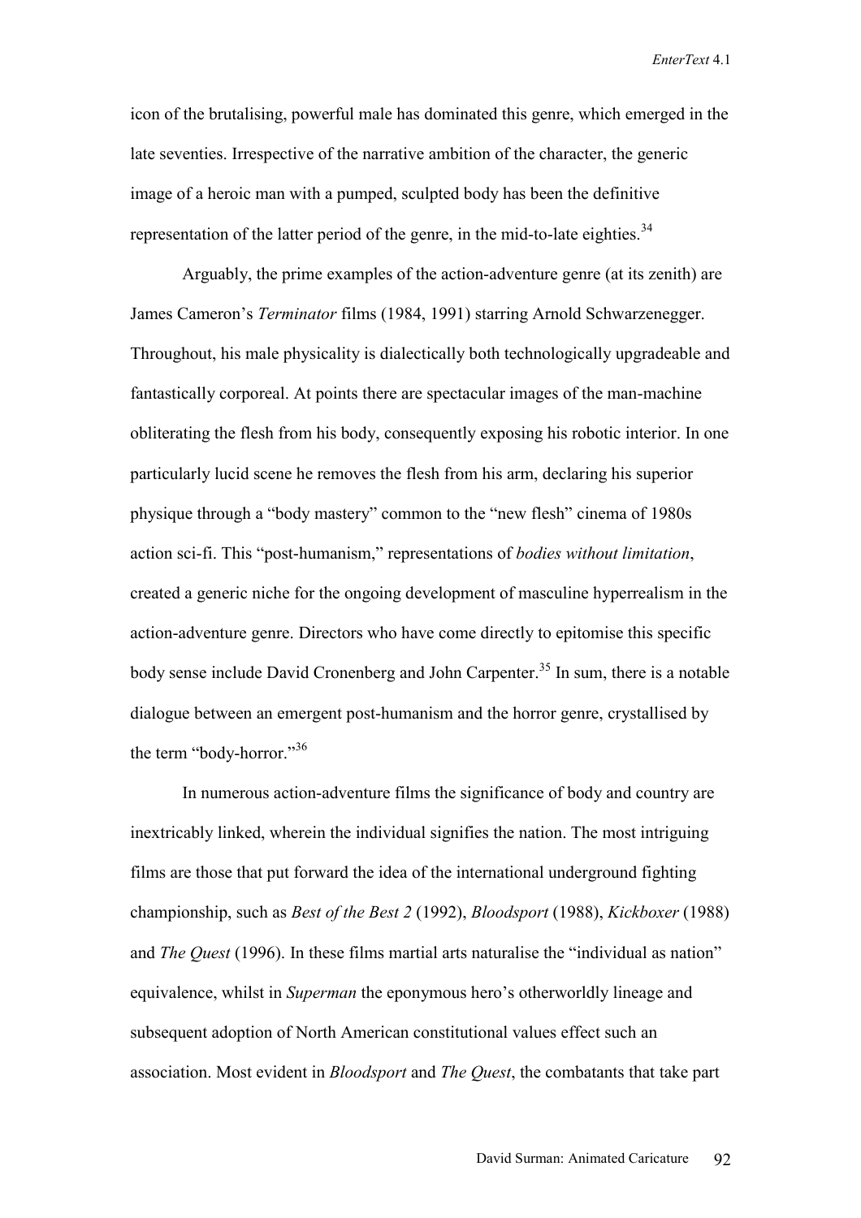icon of the brutalising, powerful male has dominated this genre, which emerged in the late seventies. Irrespective of the narrative ambition of the character, the generic image of a heroic man with a pumped, sculpted body has been the definitive representation of the latter period of the genre, in the mid-to-late eighties.[34]

Arguably, the prime examples of the action-adventure genre (at its zenith) are James Cameron's *Terminator* films (1984, 1991) starring Arnold Schwarzenegger. Throughout, his male physicality is dialectically both technologically upgradeable and fantastically corporeal. At points there are spectacular images of the man-machine obliterating the flesh from his body, consequently exposing his robotic interior. In one particularly lucid scene he removes the flesh from his arm, declaring his superior physique through a "body mastery" common to the "new flesh" cinema of 1980s action sci-fi. This "post-humanism," representations of *bodies without limitation*, created a generic niche for the ongoing development of masculine hyperrealism in the action-adventure genre. Directors who have come directly to epitomise this specific body sense include David Cronenberg and John Carpenter.[35] In sum, there is a notable dialogue between an emergent post-humanism and the horror genre, crystallised by the term "body-horror."[36]

In numerous action-adventure films the significance of body and country are inextricably linked, wherein the individual signifies the nation. The most intriguing films are those that put forward the idea of the international underground fighting championship, such as *Best of the Best 2* (1992), *Bloodsport* (1988), *Kickboxer* (1988) and *The Quest* (1996). In these films martial arts naturalise the "individual as nation" equivalence, whilst in *Superman* the eponymous hero's otherworldly lineage and subsequent adoption of North American constitutional values effect such an association. Most evident in *Bloodsport* and *The Quest*, the combatants that take part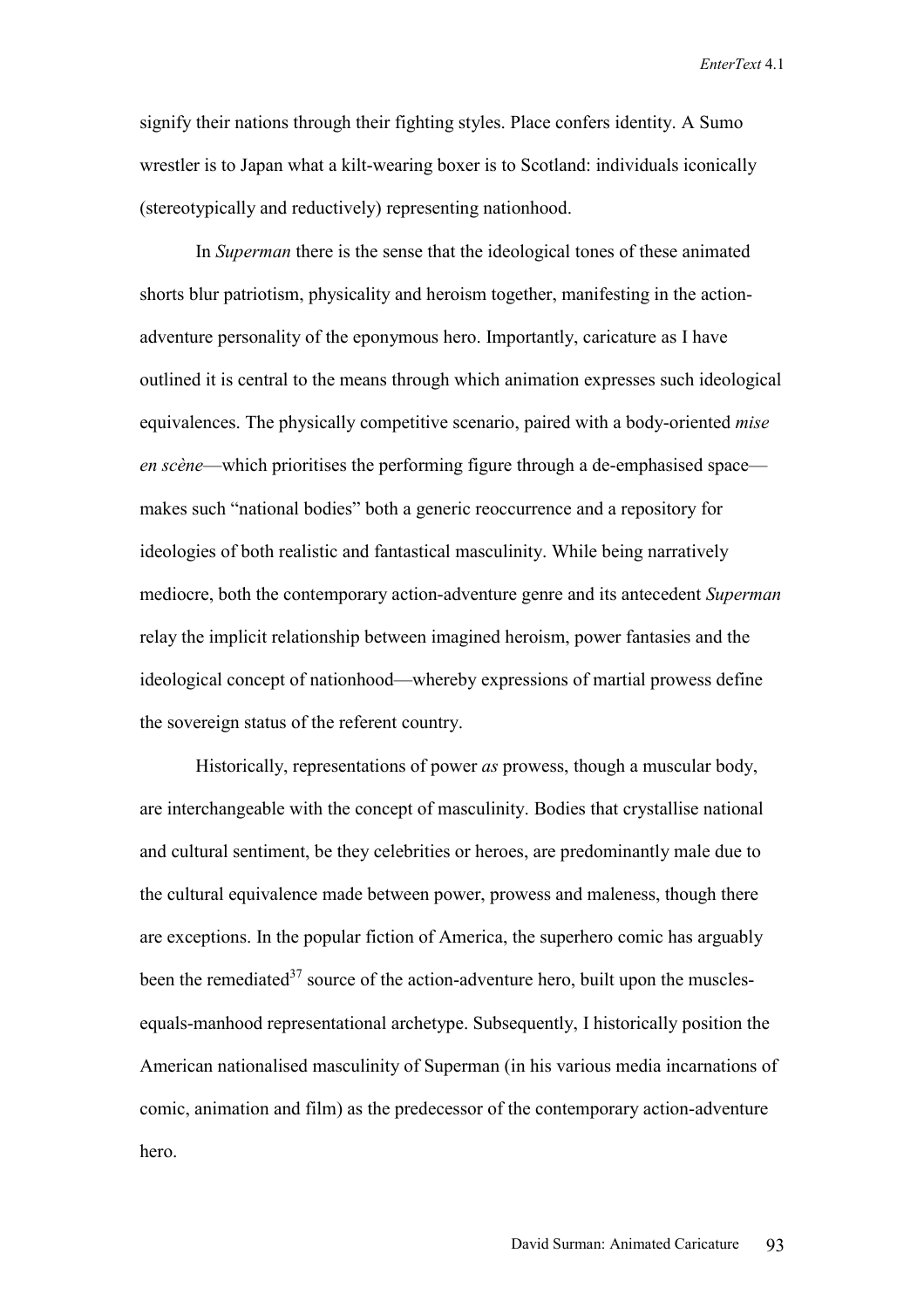signify their nations through their fighting styles. Place confers identity. A Sumo wrestler is to Japan what a kilt-wearing boxer is to Scotland: individuals iconically (stereotypically and reductively) representing nationhood.

In *Superman* there is the sense that the ideological tones of these animated shorts blur patriotism, physicality and heroism together, manifesting in the action-adventure personality of the eponymous hero. Importantly, caricature as I have outlined it is central to the means through which animation expresses such ideological equivalences. The physically competitive scenario, paired with a body-oriented *mise en scène*—which prioritises the performing figure through a de-emphasised space—makes such "national bodies" both a generic reoccurrence and a repository for ideologies of both realistic and fantastical masculinity. While being narratively mediocre, both the contemporary action-adventure genre and its antecedent *Superman* relay the implicit relationship between imagined heroism, power fantasies and the ideological concept of nationhood—whereby expressions of martial prowess define the sovereign status of the referent country.

Historically, representations of power *as* prowess, though a muscular body, are interchangeable with the concept of masculinity. Bodies that crystallise national and cultural sentiment, be they celebrities or heroes, are predominantly male due to the cultural equivalence made between power, prowess and maleness, though there are exceptions. In the popular fiction of America, the superhero comic has arguably been the remediated[37] source of the action-adventure hero, built upon the muscles-equals-manhood representational archetype. Subsequently, I historically position the American nationalised masculinity of Superman (in his various media incarnations of comic, animation and film) as the predecessor of the contemporary action-adventure hero.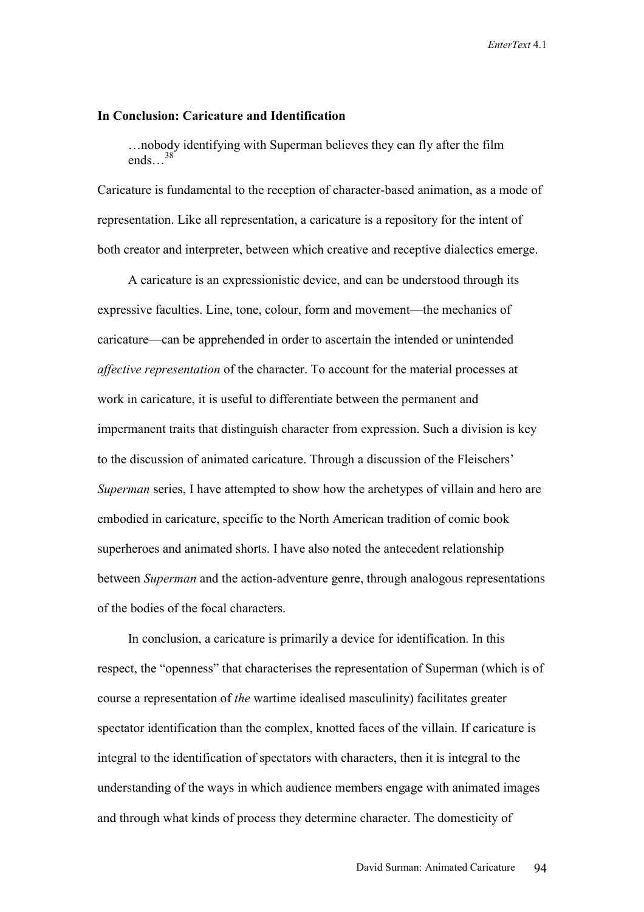**In Conclusion: Caricature and Identification**

> …nobody identifying with Superman believes they can fly after the film ends…[38]

Caricature is fundamental to the reception of character-based animation, as a mode of representation. Like all representation, a caricature is a repository for the intent of both creator and interpreter, between which creative and receptive dialectics emerge.

A caricature is an expressionistic device, and can be understood through its expressive faculties. Line, tone, colour, form and movement—the mechanics of caricature—can be apprehended in order to ascertain the intended or unintended *affective representation* of the character. To account for the material processes at work in caricature, it is useful to differentiate between the permanent and impermanent traits that distinguish character from expression. Such a division is key to the discussion of animated caricature. Through a discussion of the Fleischers' *Superman* series, I have attempted to show how the archetypes of villain and hero are embodied in caricature, specific to the North American tradition of comic book superheroes and animated shorts. I have also noted the antecedent relationship between *Superman* and the action-adventure genre, through analogous representations of the bodies of the focal characters.

In conclusion, a caricature is primarily a device for identification. In this respect, the "openness" that characterises the representation of Superman (which is of course a representation of *the* wartime idealised masculinity) facilitates greater spectator identification than the complex, knotted faces of the villain. If caricature is integral to the identification of spectators with characters, then it is integral to the understanding of the ways in which audience members engage with animated images and through what kinds of process they determine character. The domesticity of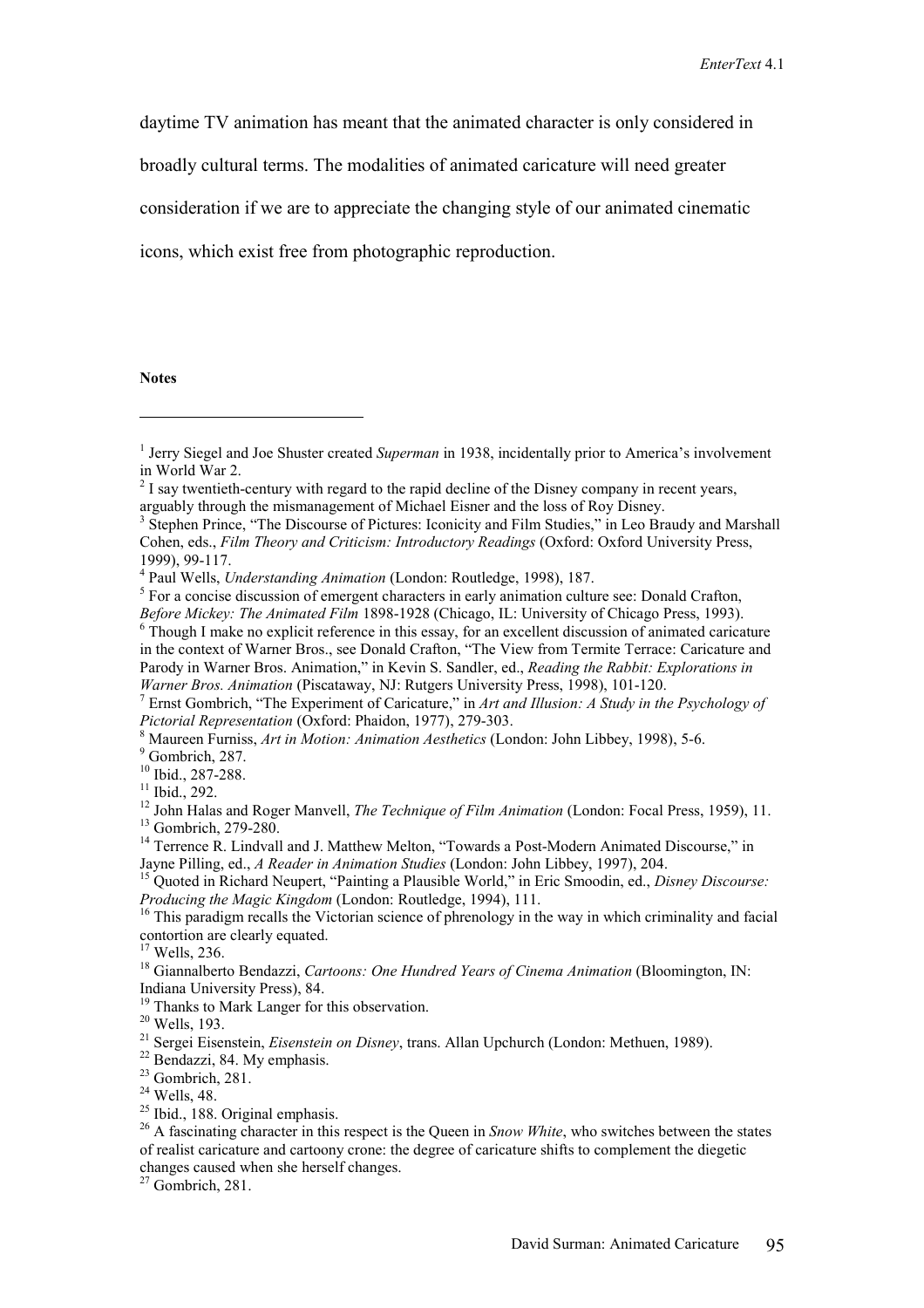daytime TV animation has meant that the animated character is only considered in broadly cultural terms. The modalities of animated caricature will need greater consideration if we are to appreciate the changing style of our animated cinematic icons, which exist free from photographic reproduction.

**Notes**

[1] Jerry Siegel and Joe Shuster created *Superman* in 1938, incidentally prior to America's involvement in World War 2.
[2] I say twentieth-century with regard to the rapid decline of the Disney company in recent years, arguably through the mismanagement of Michael Eisner and the loss of Roy Disney.
[3] Stephen Prince, "The Discourse of Pictures: Iconicity and Film Studies," in Leo Braudy and Marshall Cohen, eds., *Film Theory and Criticism: Introductory Readings* (Oxford: Oxford University Press, 1999), 99-117.
[4] Paul Wells, *Understanding Animation* (London: Routledge, 1998), 187.
[5] For a concise discussion of emergent characters in early animation culture see: Donald Crafton, *Before Mickey: The Animated Film* 1898-1928 (Chicago, IL: University of Chicago Press, 1993).
[6] Though I make no explicit reference in this essay, for an excellent discussion of animated caricature in the context of Warner Bros., see Donald Crafton, "The View from Termite Terrace: Caricature and Parody in Warner Bros. Animation," in Kevin S. Sandler, ed., *Reading the Rabbit: Explorations in Warner Bros. Animation* (Piscataway, NJ: Rutgers University Press, 1998), 101-120.
[7] Ernst Gombrich, "The Experiment of Caricature," in *Art and Illusion: A Study in the Psychology of Pictorial Representation* (Oxford: Phaidon, 1977), 279-303.
[8] Maureen Furniss, *Art in Motion: Animation Aesthetics* (London: John Libbey, 1998), 5-6.
[9] Gombrich, 287.
[10] Ibid., 287-288.
[11] Ibid., 292.
[12] John Halas and Roger Manvell, *The Technique of Film Animation* (London: Focal Press, 1959), 11.
[13] Gombrich, 279-280.
[14] Terrence R. Lindvall and J. Matthew Melton, "Towards a Post-Modern Animated Discourse," in Jayne Pilling, ed., *A Reader in Animation Studies* (London: John Libbey, 1997), 204.
[15] Quoted in Richard Neupert, "Painting a Plausible World," in Eric Smoodin, ed., *Disney Discourse: Producing the Magic Kingdom* (London: Routledge, 1994), 111.
[16] This paradigm recalls the Victorian science of phrenology in the way in which criminality and facial contortion are clearly equated.
[17] Wells, 236.
[18] Giannalberto Bendazzi, *Cartoons: One Hundred Years of Cinema Animation* (Bloomington, IN: Indiana University Press), 84.
[19] Thanks to Mark Langer for this observation.
[20] Wells, 193.
[21] Sergei Eisenstein, *Eisenstein on Disney*, trans. Allan Upchurch (London: Methuen, 1989).
[22] Bendazzi, 84. My emphasis.
[23] Gombrich, 281.
[24] Wells, 48.
[25] Ibid., 188. Original emphasis.
[26] A fascinating character in this respect is the Queen in *Snow White*, who switches between the states of realist caricature and cartoony crone: the degree of caricature shifts to complement the diegetic changes caused when she herself changes.
[27] Gombrich, 281.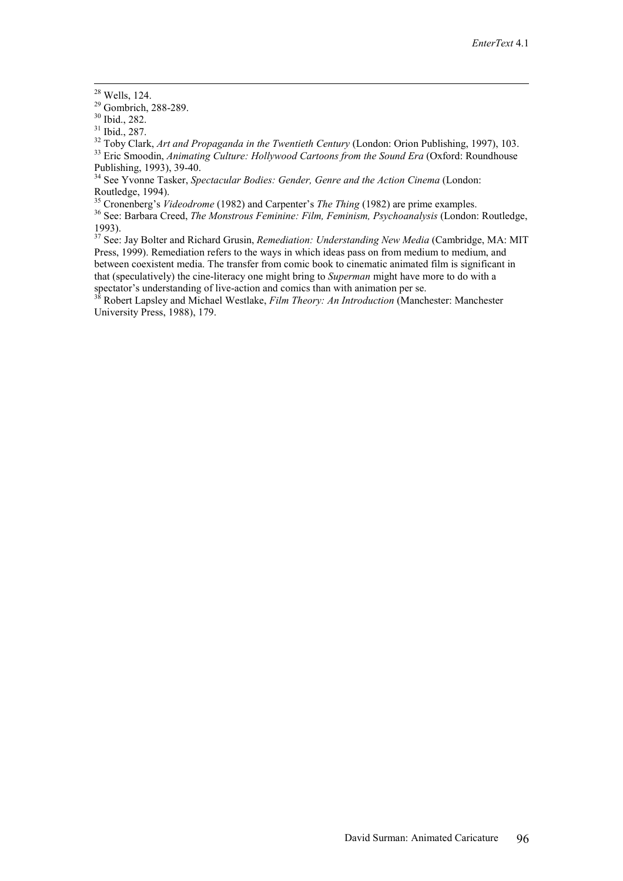[28] Wells, 124.

[29] Gombrich, 288-289.

[30] Ibid., 282.

[31] Ibid., 287.

[32] Toby Clark, *Art and Propaganda in the Twentieth Century* (London: Orion Publishing, 1997), 103.

[33] Eric Smoodin, *Animating Culture: Hollywood Cartoons from the Sound Era* (Oxford: Roundhouse Publishing, 1993), 39-40.

[34] See Yvonne Tasker, *Spectacular Bodies: Gender, Genre and the Action Cinema* (London: Routledge, 1994).

[35] Cronenberg's *Videodrome* (1982) and Carpenter's *The Thing* (1982) are prime examples.

[36] See: Barbara Creed, *The Monstrous Feminine: Film, Feminism, Psychoanalysis* (London: Routledge, 1993).

[37] See: Jay Bolter and Richard Grusin, *Remediation: Understanding New Media* (Cambridge, MA: MIT Press, 1999). Remediation refers to the ways in which ideas pass on from medium to medium, and between coexistent media. The transfer from comic book to cinematic animated film is significant in that (speculatively) the cine-literacy one might bring to *Superman* might have more to do with a spectator's understanding of live-action and comics than with animation per se.

[38] Robert Lapsley and Michael Westlake, *Film Theory: An Introduction* (Manchester: Manchester University Press, 1988), 179.